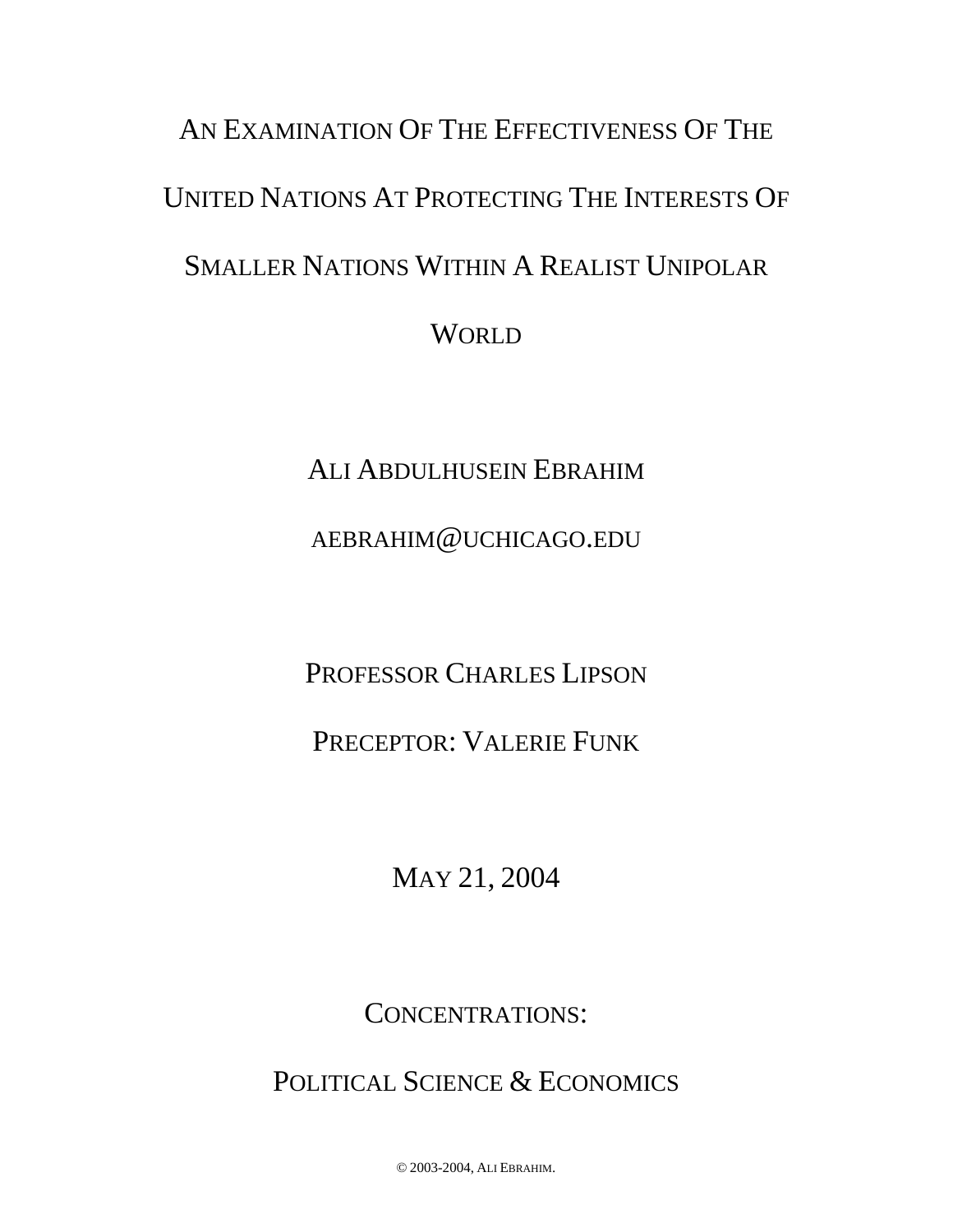# An Examination Of The Effectiveness Of The United Nations At Protecting The Interests Of Smaller Nations Within A Realist Unipolar World

Ali Abdulhusein Ebrahim

aebrahim@uchicago.edu

Professor Charles Lipson

Preceptor: Valerie Funk

May 21, 2004

Concentrations:

Political Science & Economics

© 2003-2004, Ali Ebrahim.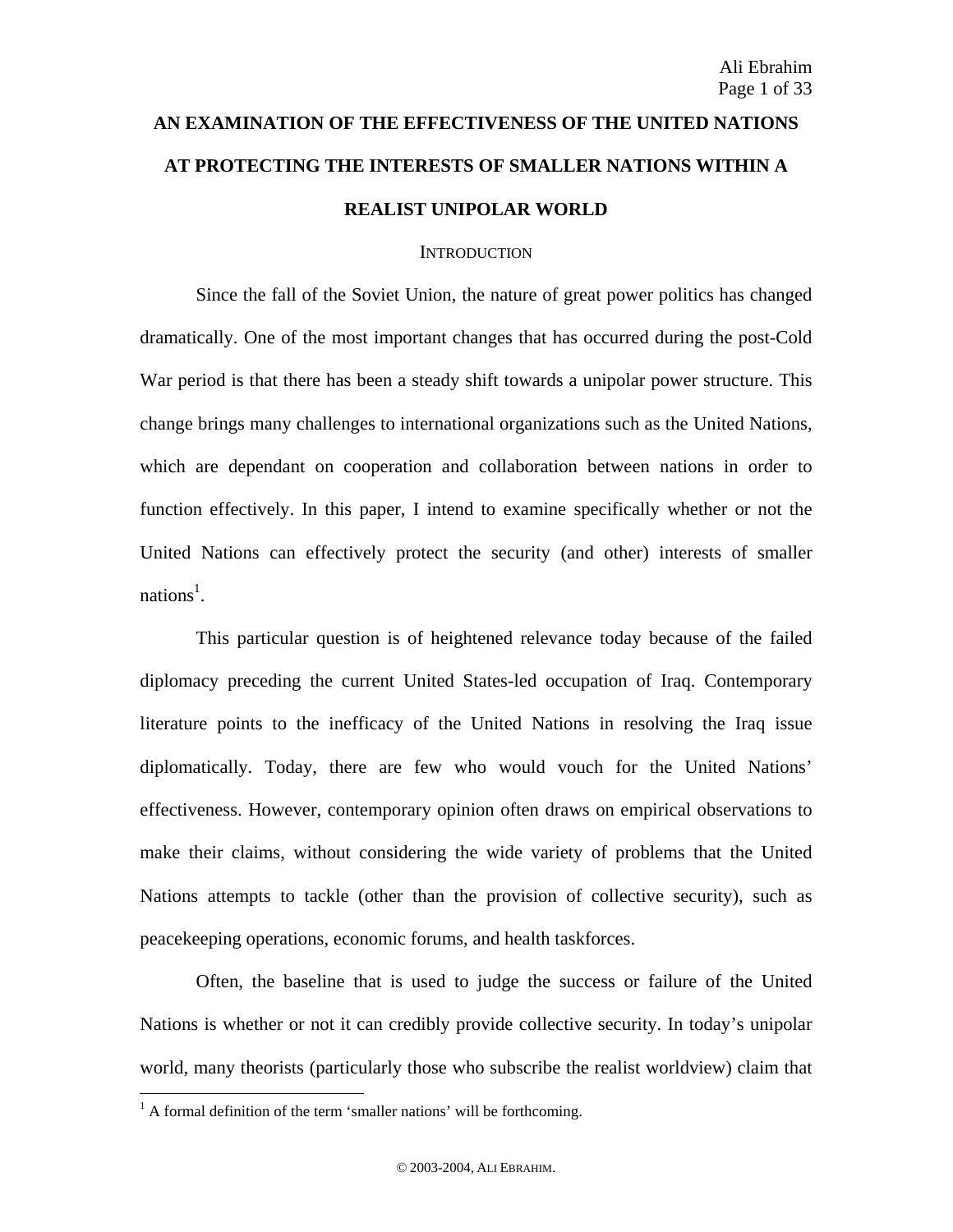# AN EXAMINATION OF THE EFFECTIVENESS OF THE UNITED NATIONS AT PROTECTING THE INTERESTS OF SMALLER NATIONS WITHIN A REALIST UNIPOLAR WORLD

## INTRODUCTION

Since the fall of the Soviet Union, the nature of great power politics has changed dramatically. One of the most important changes that has occurred during the post-Cold War period is that there has been a steady shift towards a unipolar power structure. This change brings many challenges to international organizations such as the United Nations, which are dependant on cooperation and collaboration between nations in order to function effectively. In this paper, I intend to examine specifically whether or not the United Nations can effectively protect the security (and other) interests of smaller nations[1].

This particular question is of heightened relevance today because of the failed diplomacy preceding the current United States-led occupation of Iraq. Contemporary literature points to the inefficacy of the United Nations in resolving the Iraq issue diplomatically. Today, there are few who would vouch for the United Nations' effectiveness. However, contemporary opinion often draws on empirical observations to make their claims, without considering the wide variety of problems that the United Nations attempts to tackle (other than the provision of collective security), such as peacekeeping operations, economic forums, and health taskforces.

Often, the baseline that is used to judge the success or failure of the United Nations is whether or not it can credibly provide collective security. In today's unipolar world, many theorists (particularly those who subscribe the realist worldview) claim that

[1] A formal definition of the term 'smaller nations' will be forthcoming.

© 2003-2004, ALI EBRAHIM.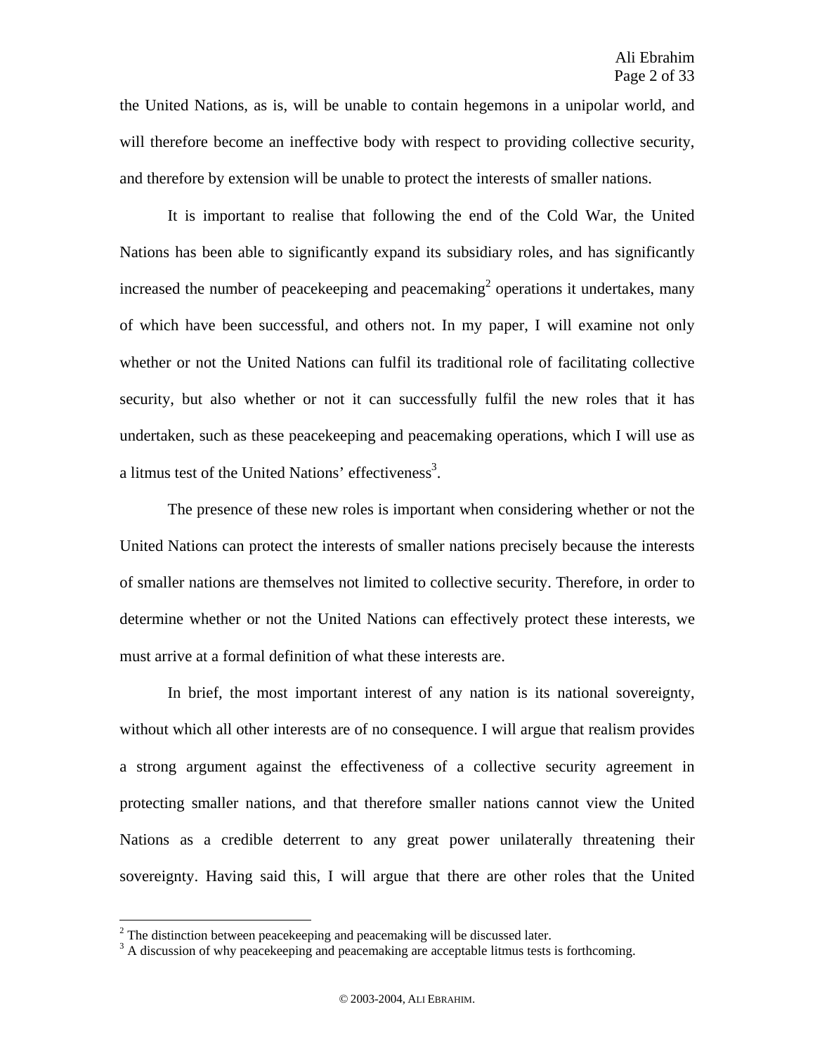the United Nations, as is, will be unable to contain hegemons in a unipolar world, and will therefore become an ineffective body with respect to providing collective security, and therefore by extension will be unable to protect the interests of smaller nations.

It is important to realise that following the end of the Cold War, the United Nations has been able to significantly expand its subsidiary roles, and has significantly increased the number of peacekeeping and peacemaking[2] operations it undertakes, many of which have been successful, and others not. In my paper, I will examine not only whether or not the United Nations can fulfil its traditional role of facilitating collective security, but also whether or not it can successfully fulfil the new roles that it has undertaken, such as these peacekeeping and peacemaking operations, which I will use as a litmus test of the United Nations' effectiveness[3].

The presence of these new roles is important when considering whether or not the United Nations can protect the interests of smaller nations precisely because the interests of smaller nations are themselves not limited to collective security. Therefore, in order to determine whether or not the United Nations can effectively protect these interests, we must arrive at a formal definition of what these interests are.

In brief, the most important interest of any nation is its national sovereignty, without which all other interests are of no consequence. I will argue that realism provides a strong argument against the effectiveness of a collective security agreement in protecting smaller nations, and that therefore smaller nations cannot view the United Nations as a credible deterrent to any great power unilaterally threatening their sovereignty. Having said this, I will argue that there are other roles that the United

---

[2] The distinction between peacekeeping and peacemaking will be discussed later.

[3] A discussion of why peacekeeping and peacemaking are acceptable litmus tests is forthcoming.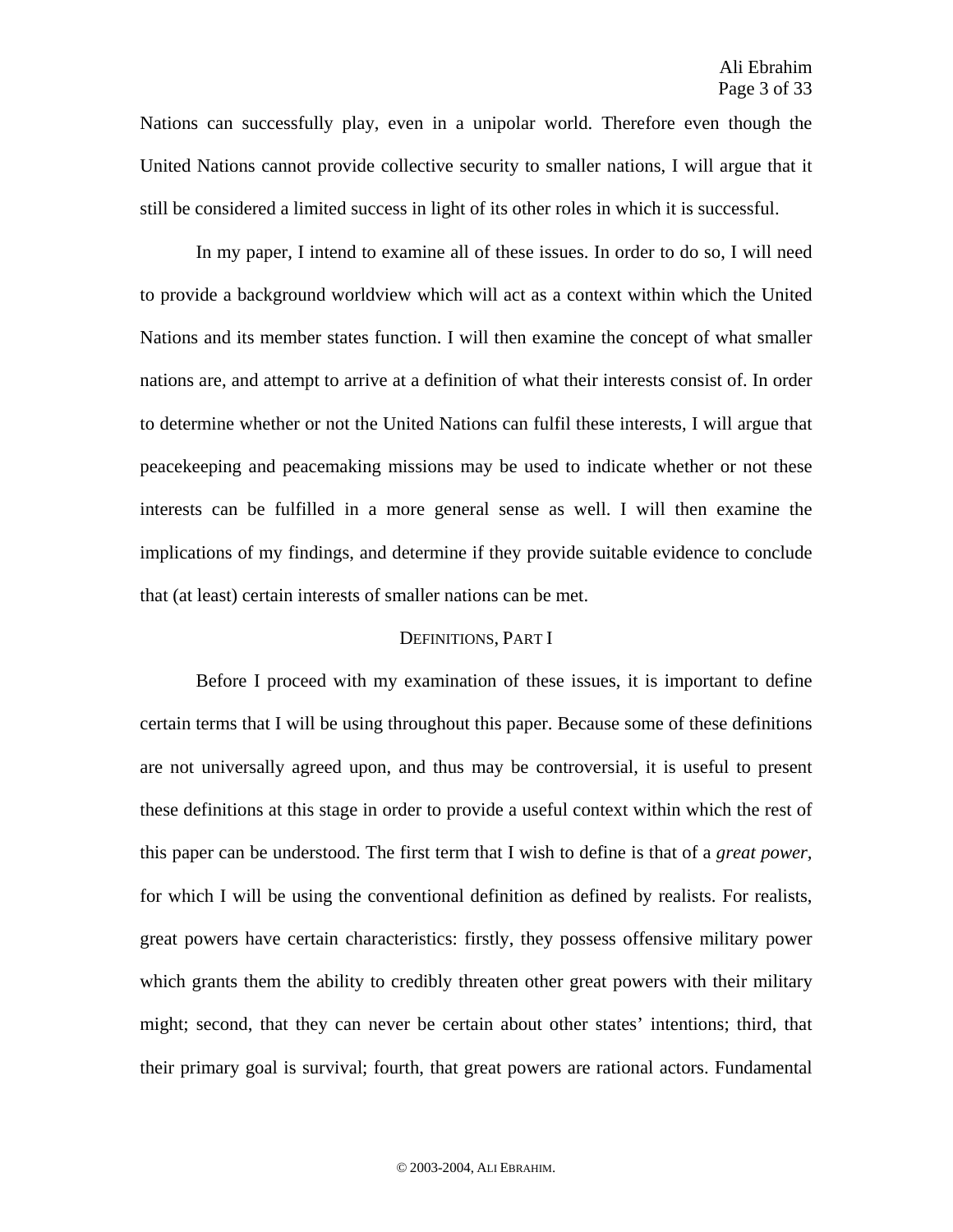Nations can successfully play, even in a unipolar world. Therefore even though the United Nations cannot provide collective security to smaller nations, I will argue that it still be considered a limited success in light of its other roles in which it is successful.

In my paper, I intend to examine all of these issues. In order to do so, I will need to provide a background worldview which will act as a context within which the United Nations and its member states function. I will then examine the concept of what smaller nations are, and attempt to arrive at a definition of what their interests consist of. In order to determine whether or not the United Nations can fulfil these interests, I will argue that peacekeeping and peacemaking missions may be used to indicate whether or not these interests can be fulfilled in a more general sense as well. I will then examine the implications of my findings, and determine if they provide suitable evidence to conclude that (at least) certain interests of smaller nations can be met.

## Definitions, Part I

Before I proceed with my examination of these issues, it is important to define certain terms that I will be using throughout this paper. Because some of these definitions are not universally agreed upon, and thus may be controversial, it is useful to present these definitions at this stage in order to provide a useful context within which the rest of this paper can be understood. The first term that I wish to define is that of a *great power*, for which I will be using the conventional definition as defined by realists. For realists, great powers have certain characteristics: firstly, they possess offensive military power which grants them the ability to credibly threaten other great powers with their military might; second, that they can never be certain about other states' intentions; third, that their primary goal is survival; fourth, that great powers are rational actors. Fundamental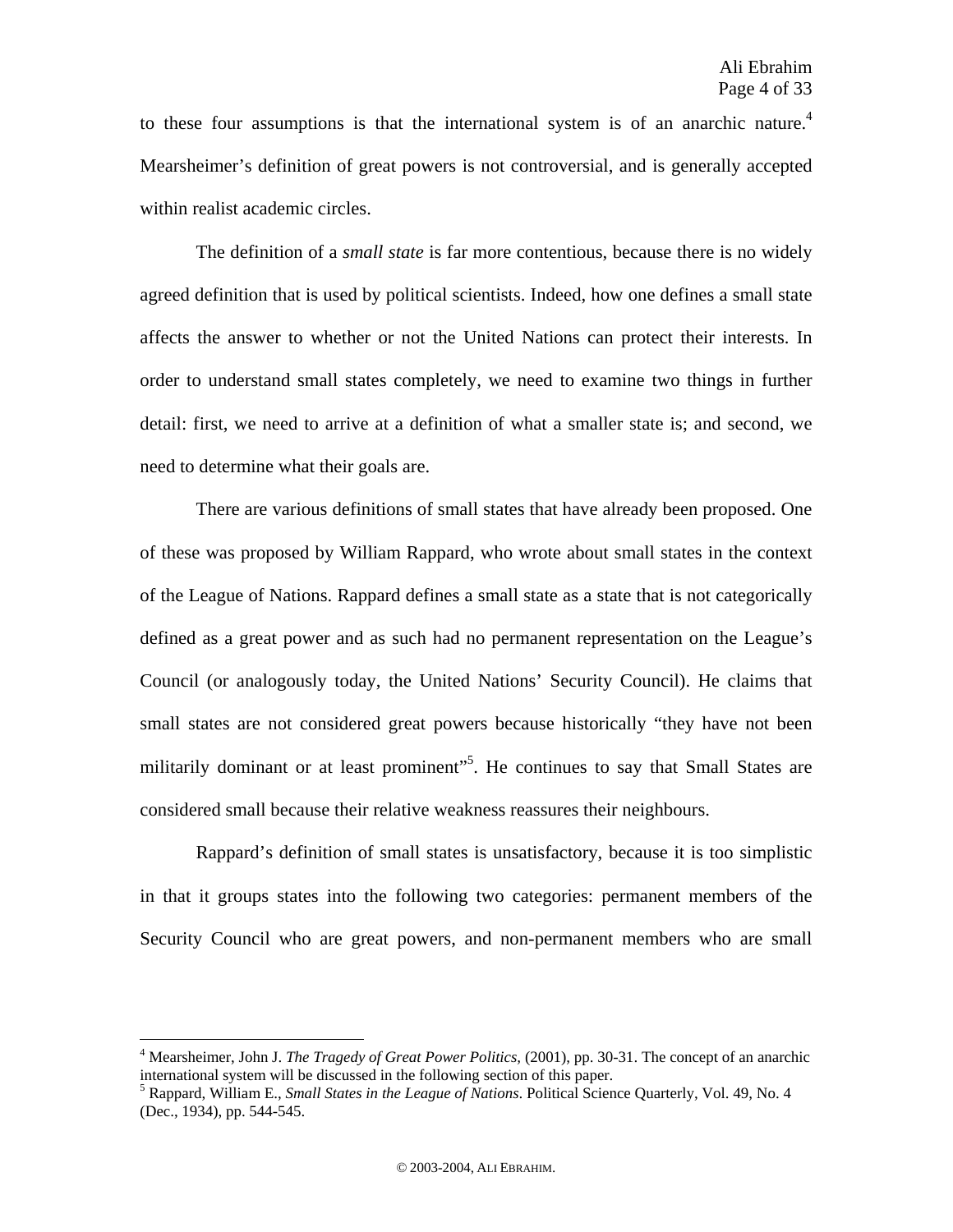to these four assumptions is that the international system is of an anarchic nature.[4] Mearsheimer's definition of great powers is not controversial, and is generally accepted within realist academic circles.

The definition of a *small state* is far more contentious, because there is no widely agreed definition that is used by political scientists. Indeed, how one defines a small state affects the answer to whether or not the United Nations can protect their interests. In order to understand small states completely, we need to examine two things in further detail: first, we need to arrive at a definition of what a smaller state is; and second, we need to determine what their goals are.

There are various definitions of small states that have already been proposed. One of these was proposed by William Rappard, who wrote about small states in the context of the League of Nations. Rappard defines a small state as a state that is not categorically defined as a great power and as such had no permanent representation on the League's Council (or analogously today, the United Nations' Security Council). He claims that small states are not considered great powers because historically "they have not been militarily dominant or at least prominent"[5]. He continues to say that Small States are considered small because their relative weakness reassures their neighbours.

Rappard's definition of small states is unsatisfactory, because it is too simplistic in that it groups states into the following two categories: permanent members of the Security Council who are great powers, and non-permanent members who are small

---

[4] Mearsheimer, John J. *The Tragedy of Great Power Politics*, (2001), pp. 30-31. The concept of an anarchic international system will be discussed in the following section of this paper.

[5] Rappard, William E., *Small States in the League of Nations*. Political Science Quarterly, Vol. 49, No. 4 (Dec., 1934), pp. 544-545.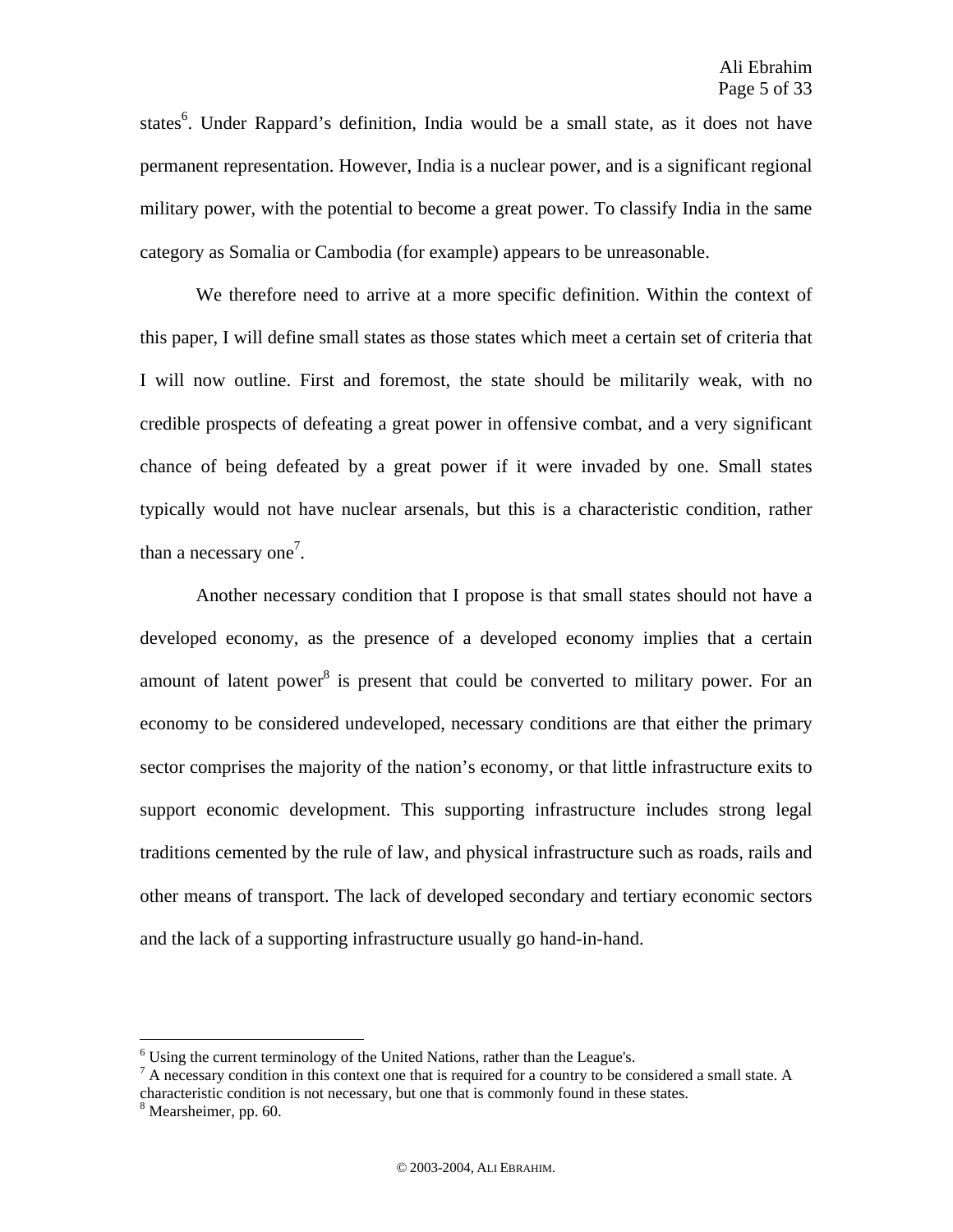states[6]. Under Rappard's definition, India would be a small state, as it does not have permanent representation. However, India is a nuclear power, and is a significant regional military power, with the potential to become a great power. To classify India in the same category as Somalia or Cambodia (for example) appears to be unreasonable.

We therefore need to arrive at a more specific definition. Within the context of this paper, I will define small states as those states which meet a certain set of criteria that I will now outline. First and foremost, the state should be militarily weak, with no credible prospects of defeating a great power in offensive combat, and a very significant chance of being defeated by a great power if it were invaded by one. Small states typically would not have nuclear arsenals, but this is a characteristic condition, rather than a necessary one[7].

Another necessary condition that I propose is that small states should not have a developed economy, as the presence of a developed economy implies that a certain amount of latent power[8] is present that could be converted to military power. For an economy to be considered undeveloped, necessary conditions are that either the primary sector comprises the majority of the nation's economy, or that little infrastructure exits to support economic development. This supporting infrastructure includes strong legal traditions cemented by the rule of law, and physical infrastructure such as roads, rails and other means of transport. The lack of developed secondary and tertiary economic sectors and the lack of a supporting infrastructure usually go hand-in-hand.

---

[6] Using the current terminology of the United Nations, rather than the League's.

[7] A necessary condition in this context one that is required for a country to be considered a small state. A characteristic condition is not necessary, but one that is commonly found in these states.

[8] Mearsheimer, pp. 60.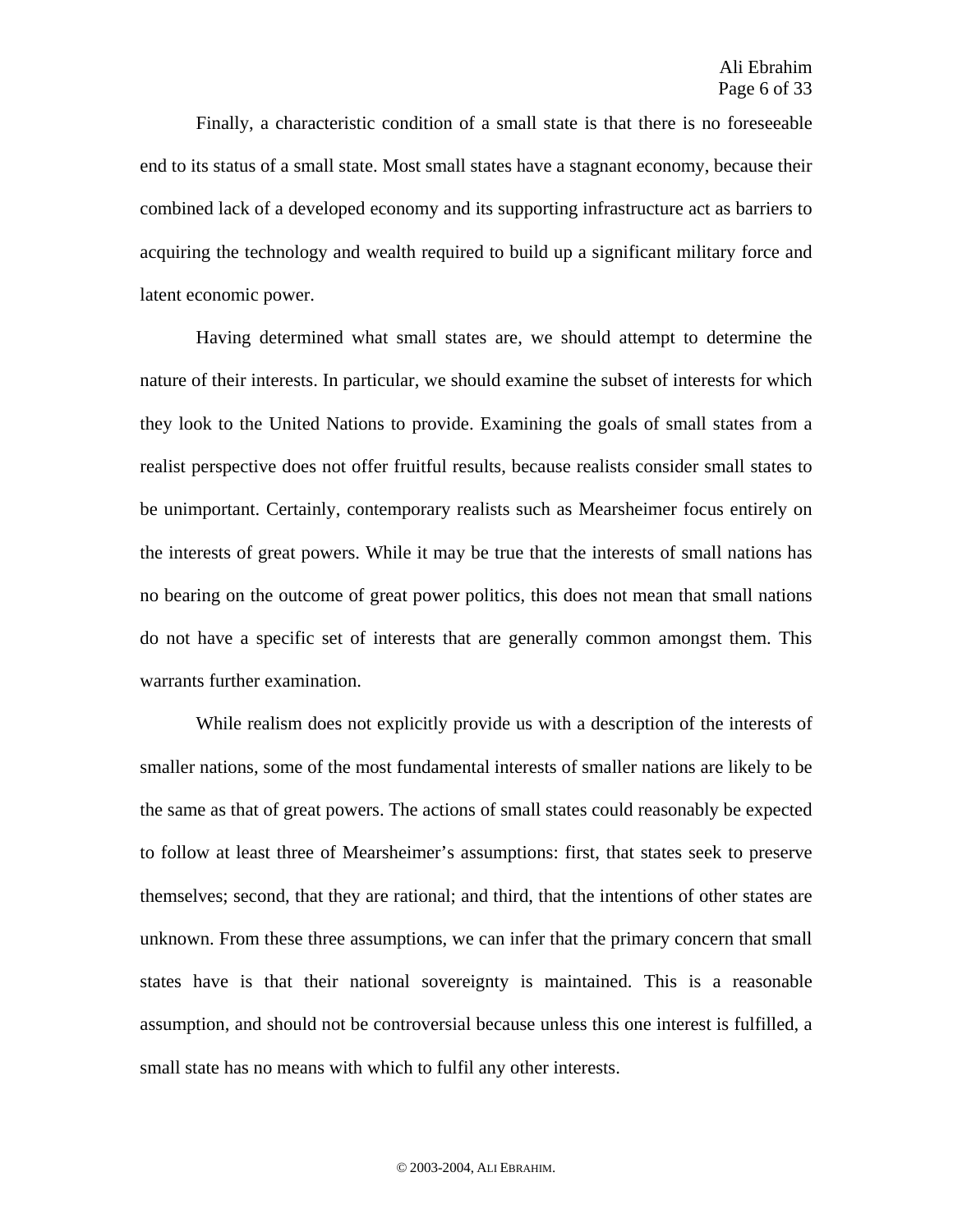Finally, a characteristic condition of a small state is that there is no foreseeable end to its status of a small state. Most small states have a stagnant economy, because their combined lack of a developed economy and its supporting infrastructure act as barriers to acquiring the technology and wealth required to build up a significant military force and latent economic power.

Having determined what small states are, we should attempt to determine the nature of their interests. In particular, we should examine the subset of interests for which they look to the United Nations to provide. Examining the goals of small states from a realist perspective does not offer fruitful results, because realists consider small states to be unimportant. Certainly, contemporary realists such as Mearsheimer focus entirely on the interests of great powers. While it may be true that the interests of small nations has no bearing on the outcome of great power politics, this does not mean that small nations do not have a specific set of interests that are generally common amongst them. This warrants further examination.

While realism does not explicitly provide us with a description of the interests of smaller nations, some of the most fundamental interests of smaller nations are likely to be the same as that of great powers. The actions of small states could reasonably be expected to follow at least three of Mearsheimer's assumptions: first, that states seek to preserve themselves; second, that they are rational; and third, that the intentions of other states are unknown. From these three assumptions, we can infer that the primary concern that small states have is that their national sovereignty is maintained. This is a reasonable assumption, and should not be controversial because unless this one interest is fulfilled, a small state has no means with which to fulfil any other interests.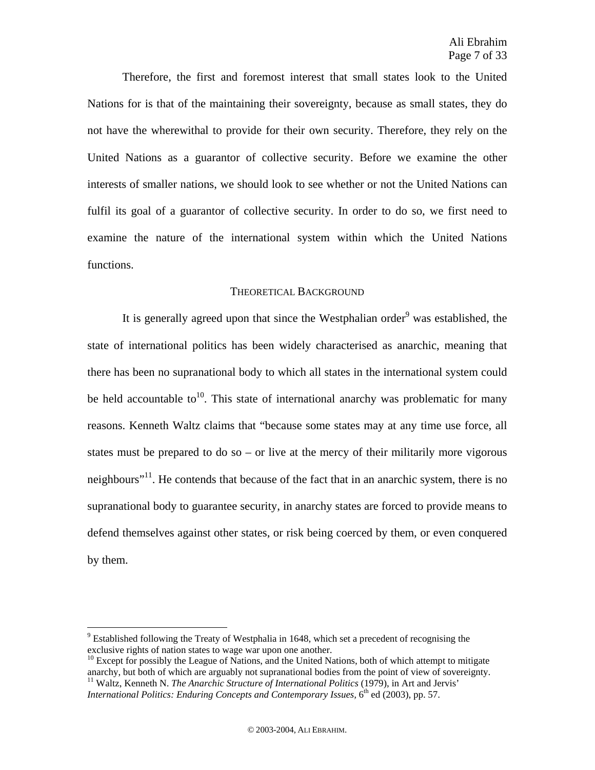Therefore, the first and foremost interest that small states look to the United Nations for is that of the maintaining their sovereignty, because as small states, they do not have the wherewithal to provide for their own security. Therefore, they rely on the United Nations as a guarantor of collective security. Before we examine the other interests of smaller nations, we should look to see whether or not the United Nations can fulfil its goal of a guarantor of collective security. In order to do so, we first need to examine the nature of the international system within which the United Nations functions.

## THEORETICAL BACKGROUND

It is generally agreed upon that since the Westphalian order[9] was established, the state of international politics has been widely characterised as anarchic, meaning that there has been no supranational body to which all states in the international system could be held accountable to[10]. This state of international anarchy was problematic for many reasons. Kenneth Waltz claims that "because some states may at any time use force, all states must be prepared to do so – or live at the mercy of their militarily more vigorous neighbours"[11]. He contends that because of the fact that in an anarchic system, there is no supranational body to guarantee security, in anarchy states are forced to provide means to defend themselves against other states, or risk being coerced by them, or even conquered by them.

---

[9] Established following the Treaty of Westphalia in 1648, which set a precedent of recognising the exclusive rights of nation states to wage war upon one another.

[10] Except for possibly the League of Nations, and the United Nations, both of which attempt to mitigate anarchy, but both of which are arguably not supranational bodies from the point of view of sovereignty.

[11] Waltz, Kenneth N. *The Anarchic Structure of International Politics* (1979), in Art and Jervis' *International Politics: Enduring Concepts and Contemporary Issues*, 6th ed (2003), pp. 57.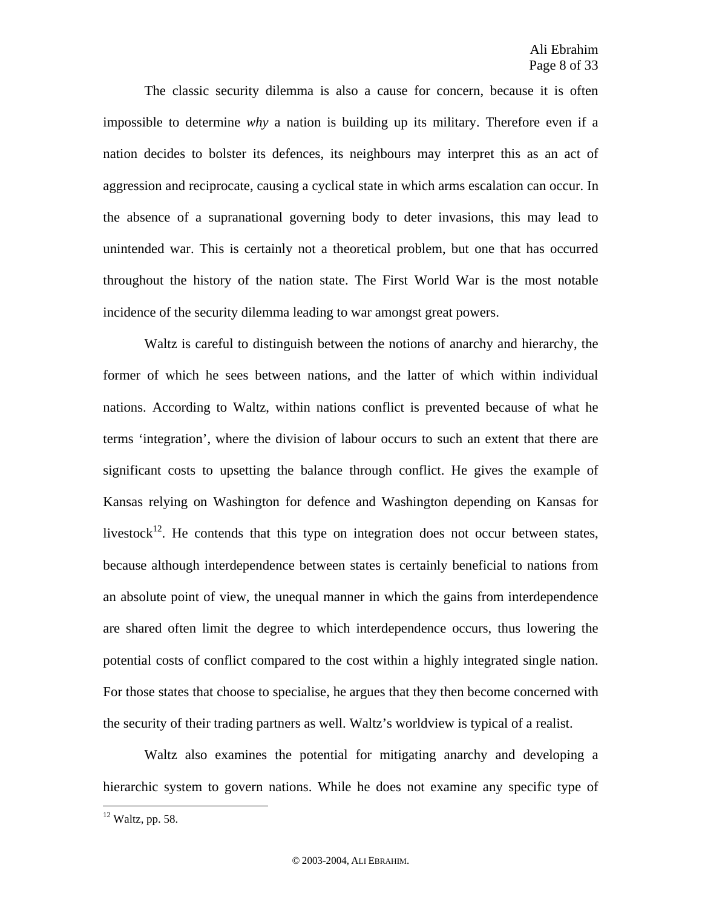The classic security dilemma is also a cause for concern, because it is often impossible to determine *why* a nation is building up its military. Therefore even if a nation decides to bolster its defences, its neighbours may interpret this as an act of aggression and reciprocate, causing a cyclical state in which arms escalation can occur. In the absence of a supranational governing body to deter invasions, this may lead to unintended war. This is certainly not a theoretical problem, but one that has occurred throughout the history of the nation state. The First World War is the most notable incidence of the security dilemma leading to war amongst great powers.

Waltz is careful to distinguish between the notions of anarchy and hierarchy, the former of which he sees between nations, and the latter of which within individual nations. According to Waltz, within nations conflict is prevented because of what he terms 'integration', where the division of labour occurs to such an extent that there are significant costs to upsetting the balance through conflict. He gives the example of Kansas relying on Washington for defence and Washington depending on Kansas for livestock[12]. He contends that this type on integration does not occur between states, because although interdependence between states is certainly beneficial to nations from an absolute point of view, the unequal manner in which the gains from interdependence are shared often limit the degree to which interdependence occurs, thus lowering the potential costs of conflict compared to the cost within a highly integrated single nation. For those states that choose to specialise, he argues that they then become concerned with the security of their trading partners as well. Waltz's worldview is typical of a realist.

Waltz also examines the potential for mitigating anarchy and developing a hierarchic system to govern nations. While he does not examine any specific type of

[12] Waltz, pp. 58.

© 2003-2004, Ali Ebrahim.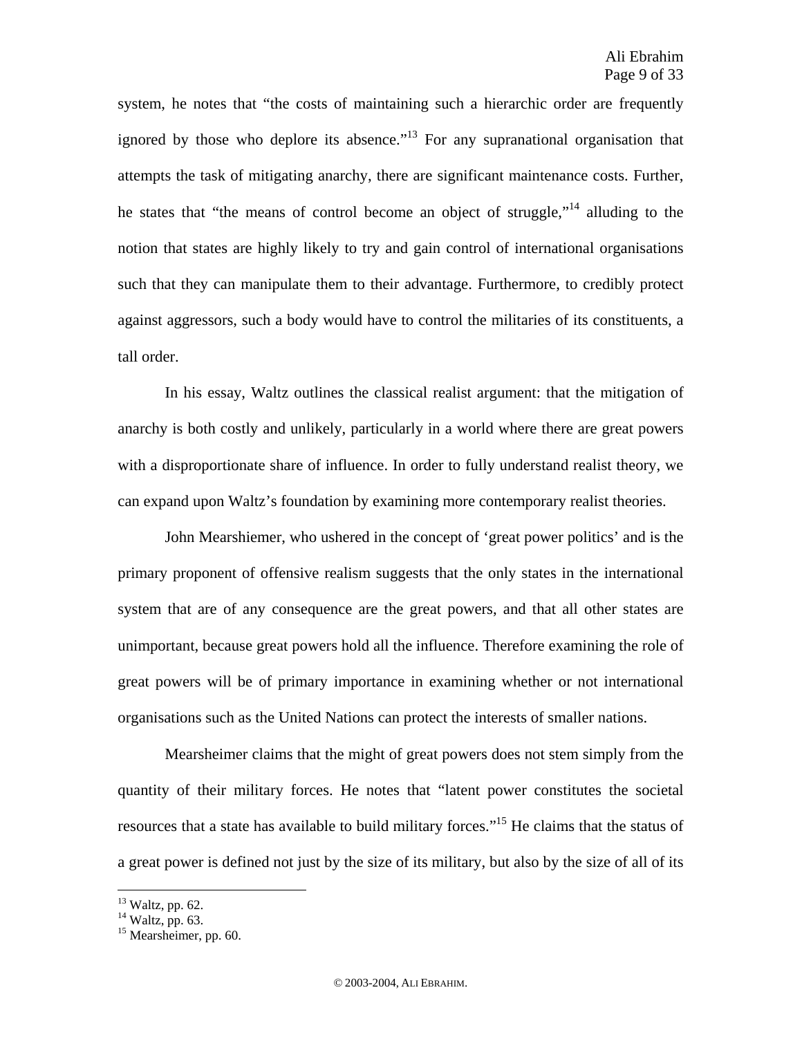system, he notes that "the costs of maintaining such a hierarchic order are frequently ignored by those who deplore its absence."[13] For any supranational organisation that attempts the task of mitigating anarchy, there are significant maintenance costs. Further, he states that "the means of control become an object of struggle,"[14] alluding to the notion that states are highly likely to try and gain control of international organisations such that they can manipulate them to their advantage. Furthermore, to credibly protect against aggressors, such a body would have to control the militaries of its constituents, a tall order.

In his essay, Waltz outlines the classical realist argument: that the mitigation of anarchy is both costly and unlikely, particularly in a world where there are great powers with a disproportionate share of influence. In order to fully understand realist theory, we can expand upon Waltz's foundation by examining more contemporary realist theories.

John Mearshiemer, who ushered in the concept of 'great power politics' and is the primary proponent of offensive realism suggests that the only states in the international system that are of any consequence are the great powers, and that all other states are unimportant, because great powers hold all the influence. Therefore examining the role of great powers will be of primary importance in examining whether or not international organisations such as the United Nations can protect the interests of smaller nations.

Mearsheimer claims that the might of great powers does not stem simply from the quantity of their military forces. He notes that "latent power constitutes the societal resources that a state has available to build military forces."[15] He claims that the status of a great power is defined not just by the size of its military, but also by the size of all of its

---

[13] Waltz, pp. 62.
[14] Waltz, pp. 63.
[15] Mearsheimer, pp. 60.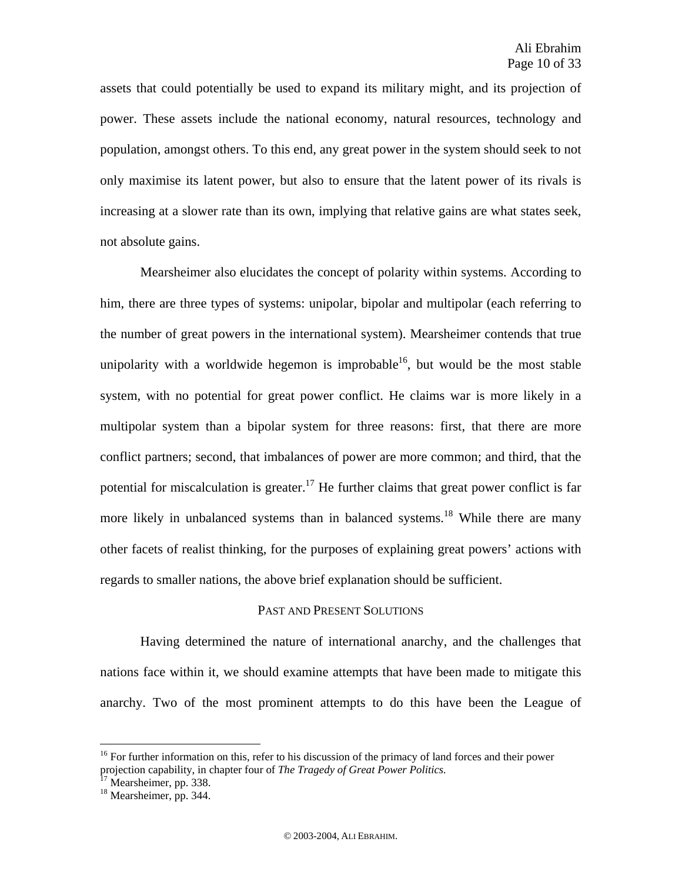assets that could potentially be used to expand its military might, and its projection of power. These assets include the national economy, natural resources, technology and population, amongst others. To this end, any great power in the system should seek to not only maximise its latent power, but also to ensure that the latent power of its rivals is increasing at a slower rate than its own, implying that relative gains are what states seek, not absolute gains.

Mearsheimer also elucidates the concept of polarity within systems. According to him, there are three types of systems: unipolar, bipolar and multipolar (each referring to the number of great powers in the international system). Mearsheimer contends that true unipolarity with a worldwide hegemon is improbable[16], but would be the most stable system, with no potential for great power conflict. He claims war is more likely in a multipolar system than a bipolar system for three reasons: first, that there are more conflict partners; second, that imbalances of power are more common; and third, that the potential for miscalculation is greater.[17] He further claims that great power conflict is far more likely in unbalanced systems than in balanced systems.[18] While there are many other facets of realist thinking, for the purposes of explaining great powers' actions with regards to smaller nations, the above brief explanation should be sufficient.

## Past and Present Solutions

Having determined the nature of international anarchy, and the challenges that nations face within it, we should examine attempts that have been made to mitigate this anarchy. Two of the most prominent attempts to do this have been the League of

---

[16] For further information on this, refer to his discussion of the primacy of land forces and their power projection capability, in chapter four of *The Tragedy of Great Power Politics.*

[17] Mearsheimer, pp. 338.

[18] Mearsheimer, pp. 344.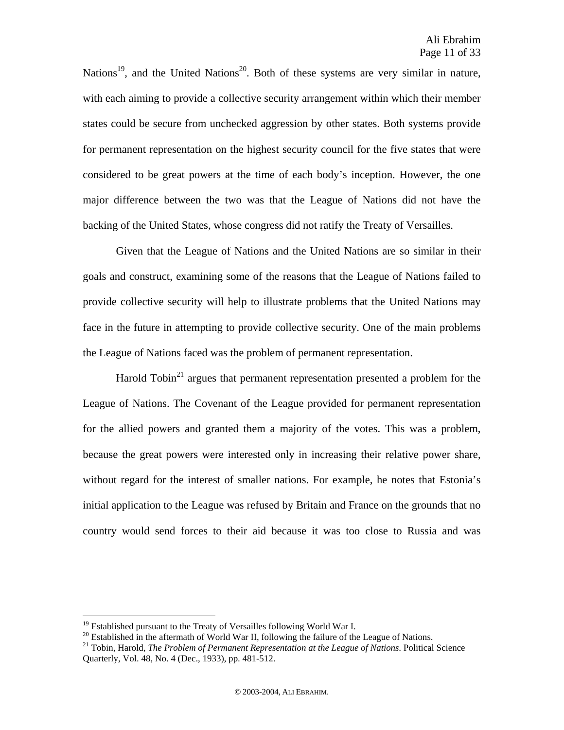Nations[19], and the United Nations[20]. Both of these systems are very similar in nature, with each aiming to provide a collective security arrangement within which their member states could be secure from unchecked aggression by other states. Both systems provide for permanent representation on the highest security council for the five states that were considered to be great powers at the time of each body's inception. However, the one major difference between the two was that the League of Nations did not have the backing of the United States, whose congress did not ratify the Treaty of Versailles.

Given that the League of Nations and the United Nations are so similar in their goals and construct, examining some of the reasons that the League of Nations failed to provide collective security will help to illustrate problems that the United Nations may face in the future in attempting to provide collective security. One of the main problems the League of Nations faced was the problem of permanent representation.

Harold Tobin[21] argues that permanent representation presented a problem for the League of Nations. The Covenant of the League provided for permanent representation for the allied powers and granted them a majority of the votes. This was a problem, because the great powers were interested only in increasing their relative power share, without regard for the interest of smaller nations. For example, he notes that Estonia's initial application to the League was refused by Britain and France on the grounds that no country would send forces to their aid because it was too close to Russia and was

---

[19] Established pursuant to the Treaty of Versailles following World War I.

[20] Established in the aftermath of World War II, following the failure of the League of Nations.

[21] Tobin, Harold, *The Problem of Permanent Representation at the League of Nations*. Political Science Quarterly, Vol. 48, No. 4 (Dec., 1933), pp. 481-512.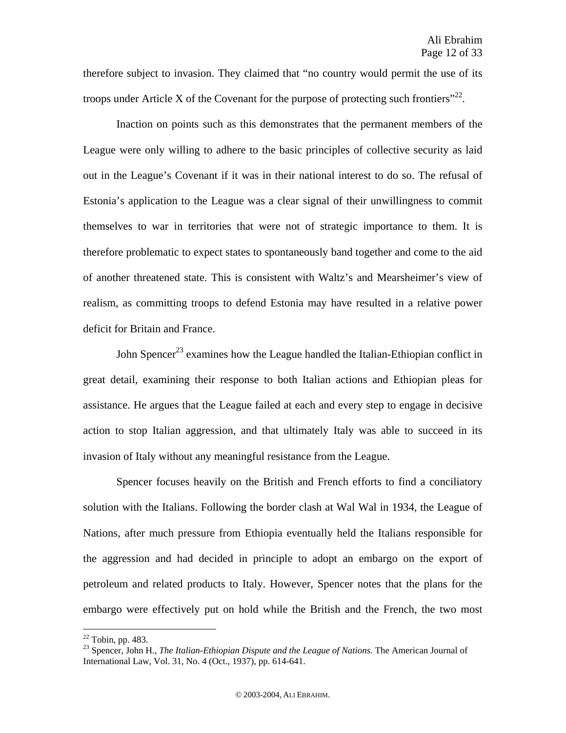therefore subject to invasion. They claimed that "no country would permit the use of its troops under Article X of the Covenant for the purpose of protecting such frontiers"[22].

Inaction on points such as this demonstrates that the permanent members of the League were only willing to adhere to the basic principles of collective security as laid out in the League's Covenant if it was in their national interest to do so. The refusal of Estonia's application to the League was a clear signal of their unwillingness to commit themselves to war in territories that were not of strategic importance to them. It is therefore problematic to expect states to spontaneously band together and come to the aid of another threatened state. This is consistent with Waltz's and Mearsheimer's view of realism, as committing troops to defend Estonia may have resulted in a relative power deficit for Britain and France.

John Spencer[23] examines how the League handled the Italian-Ethiopian conflict in great detail, examining their response to both Italian actions and Ethiopian pleas for assistance. He argues that the League failed at each and every step to engage in decisive action to stop Italian aggression, and that ultimately Italy was able to succeed in its invasion of Italy without any meaningful resistance from the League.

Spencer focuses heavily on the British and French efforts to find a conciliatory solution with the Italians. Following the border clash at Wal Wal in 1934, the League of Nations, after much pressure from Ethiopia eventually held the Italians responsible for the aggression and had decided in principle to adopt an embargo on the export of petroleum and related products to Italy. However, Spencer notes that the plans for the embargo were effectively put on hold while the British and the French, the two most

---

[22] Tobin, pp. 483.

[23] Spencer, John H., *The Italian-Ethiopian Dispute and the League of Nations.* The American Journal of International Law, Vol. 31, No. 4 (Oct., 1937), pp. 614-641.

© 2003-2004, ALI EBRAHIM.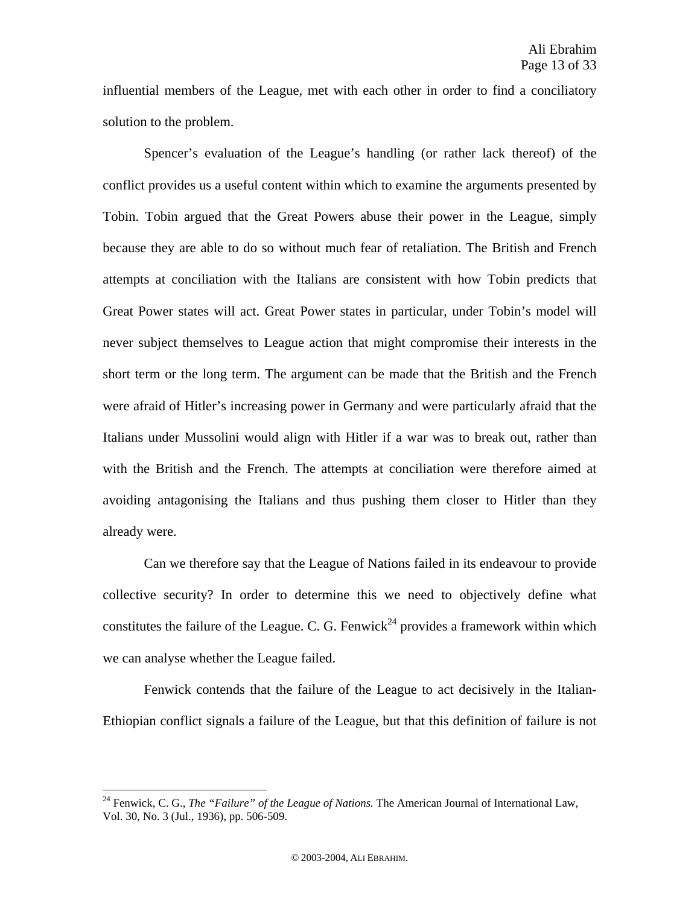influential members of the League, met with each other in order to find a conciliatory solution to the problem.

Spencer's evaluation of the League's handling (or rather lack thereof) of the conflict provides us a useful content within which to examine the arguments presented by Tobin. Tobin argued that the Great Powers abuse their power in the League, simply because they are able to do so without much fear of retaliation. The British and French attempts at conciliation with the Italians are consistent with how Tobin predicts that Great Power states will act. Great Power states in particular, under Tobin's model will never subject themselves to League action that might compromise their interests in the short term or the long term. The argument can be made that the British and the French were afraid of Hitler's increasing power in Germany and were particularly afraid that the Italians under Mussolini would align with Hitler if a war was to break out, rather than with the British and the French. The attempts at conciliation were therefore aimed at avoiding antagonising the Italians and thus pushing them closer to Hitler than they already were.

Can we therefore say that the League of Nations failed in its endeavour to provide collective security? In order to determine this we need to objectively define what constitutes the failure of the League. C. G. Fenwick[24] provides a framework within which we can analyse whether the League failed.

Fenwick contends that the failure of the League to act decisively in the Italian-Ethiopian conflict signals a failure of the League, but that this definition of failure is not

---

[24] Fenwick, C. G., *The "Failure" of the League of Nations.* The American Journal of International Law, Vol. 30, No. 3 (Jul., 1936), pp. 506-509.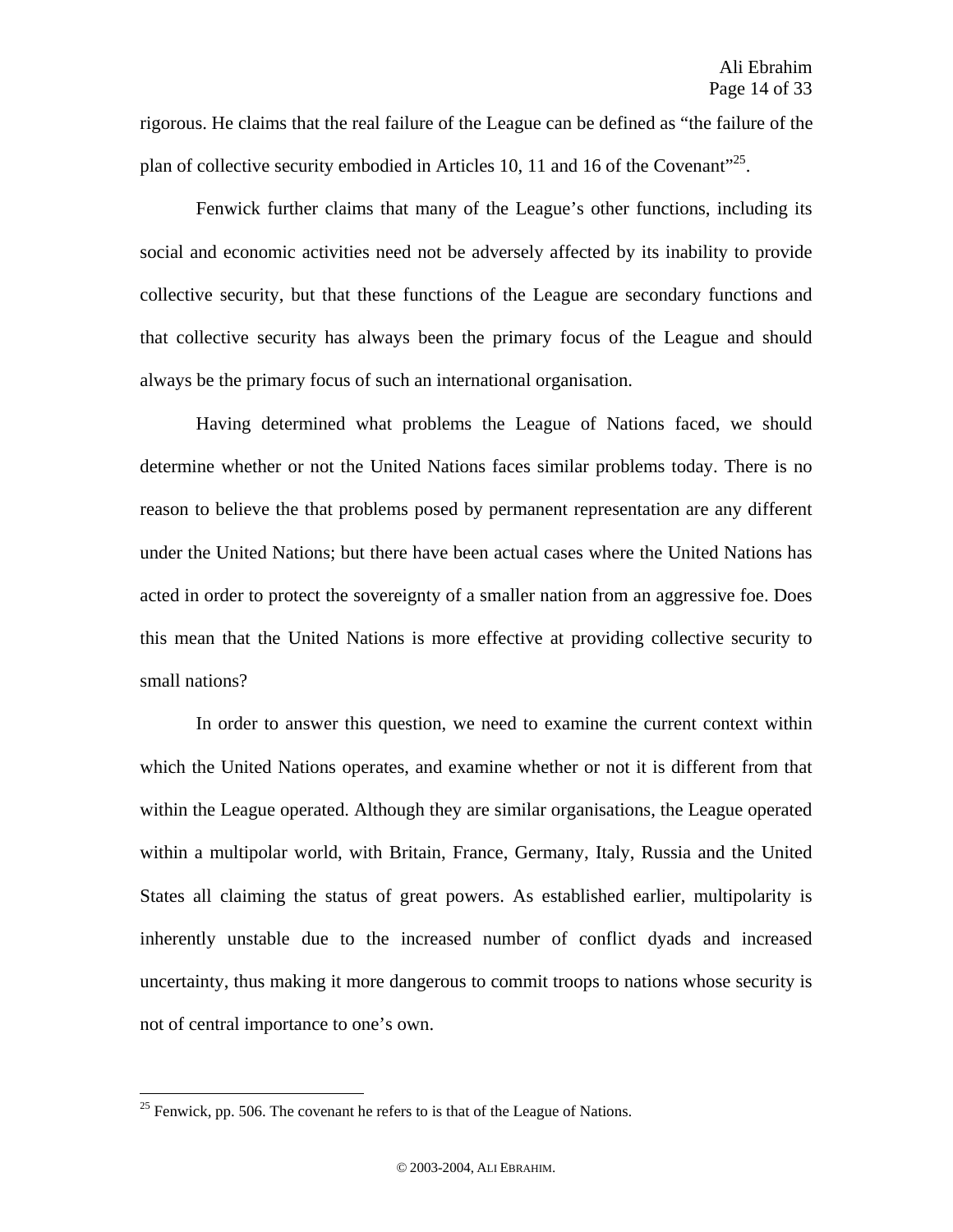rigorous. He claims that the real failure of the League can be defined as "the failure of the plan of collective security embodied in Articles 10, 11 and 16 of the Covenant"[25].

Fenwick further claims that many of the League's other functions, including its social and economic activities need not be adversely affected by its inability to provide collective security, but that these functions of the League are secondary functions and that collective security has always been the primary focus of the League and should always be the primary focus of such an international organisation.

Having determined what problems the League of Nations faced, we should determine whether or not the United Nations faces similar problems today. There is no reason to believe the that problems posed by permanent representation are any different under the United Nations; but there have been actual cases where the United Nations has acted in order to protect the sovereignty of a smaller nation from an aggressive foe. Does this mean that the United Nations is more effective at providing collective security to small nations?

In order to answer this question, we need to examine the current context within which the United Nations operates, and examine whether or not it is different from that within the League operated. Although they are similar organisations, the League operated within a multipolar world, with Britain, France, Germany, Italy, Russia and the United States all claiming the status of great powers. As established earlier, multipolarity is inherently unstable due to the increased number of conflict dyads and increased uncertainty, thus making it more dangerous to commit troops to nations whose security is not of central importance to one's own.

---

[25] Fenwick, pp. 506. The covenant he refers to is that of the League of Nations.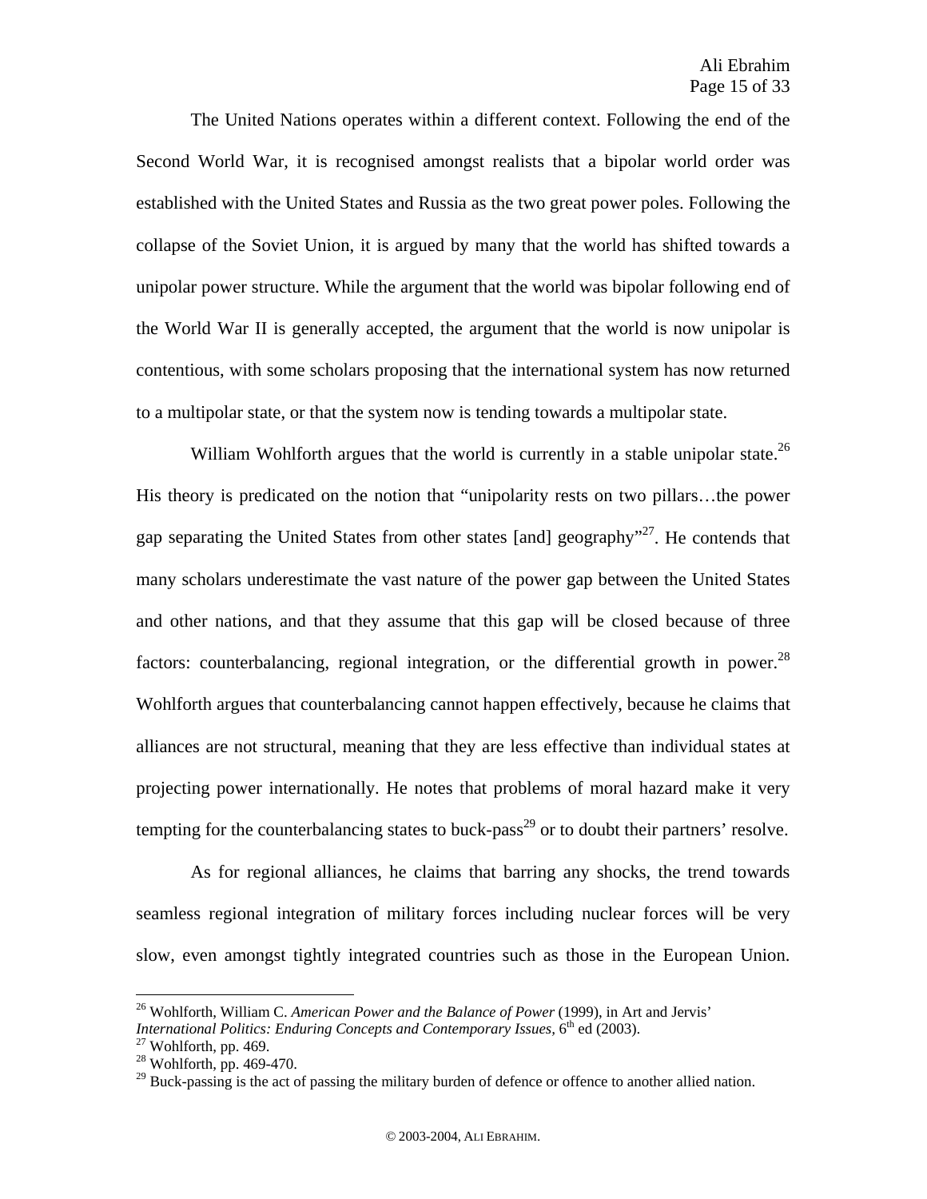The United Nations operates within a different context. Following the end of the Second World War, it is recognised amongst realists that a bipolar world order was established with the United States and Russia as the two great power poles. Following the collapse of the Soviet Union, it is argued by many that the world has shifted towards a unipolar power structure. While the argument that the world was bipolar following end of the World War II is generally accepted, the argument that the world is now unipolar is contentious, with some scholars proposing that the international system has now returned to a multipolar state, or that the system now is tending towards a multipolar state.

William Wohlforth argues that the world is currently in a stable unipolar state.[26] His theory is predicated on the notion that "unipolarity rests on two pillars…the power gap separating the United States from other states [and] geography"[27]. He contends that many scholars underestimate the vast nature of the power gap between the United States and other nations, and that they assume that this gap will be closed because of three factors: counterbalancing, regional integration, or the differential growth in power.[28] Wohlforth argues that counterbalancing cannot happen effectively, because he claims that alliances are not structural, meaning that they are less effective than individual states at projecting power internationally. He notes that problems of moral hazard make it very tempting for the counterbalancing states to buck-pass[29] or to doubt their partners' resolve.

As for regional alliances, he claims that barring any shocks, the trend towards seamless regional integration of military forces including nuclear forces will be very slow, even amongst tightly integrated countries such as those in the European Union.

---

[26] Wohlforth, William C. *American Power and the Balance of Power* (1999), in Art and Jervis' *International Politics: Enduring Concepts and Contemporary Issues,* 6th ed (2003).

[27] Wohlforth, pp. 469.

[28] Wohlforth, pp. 469-470.

[29] Buck-passing is the act of passing the military burden of defence or offence to another allied nation.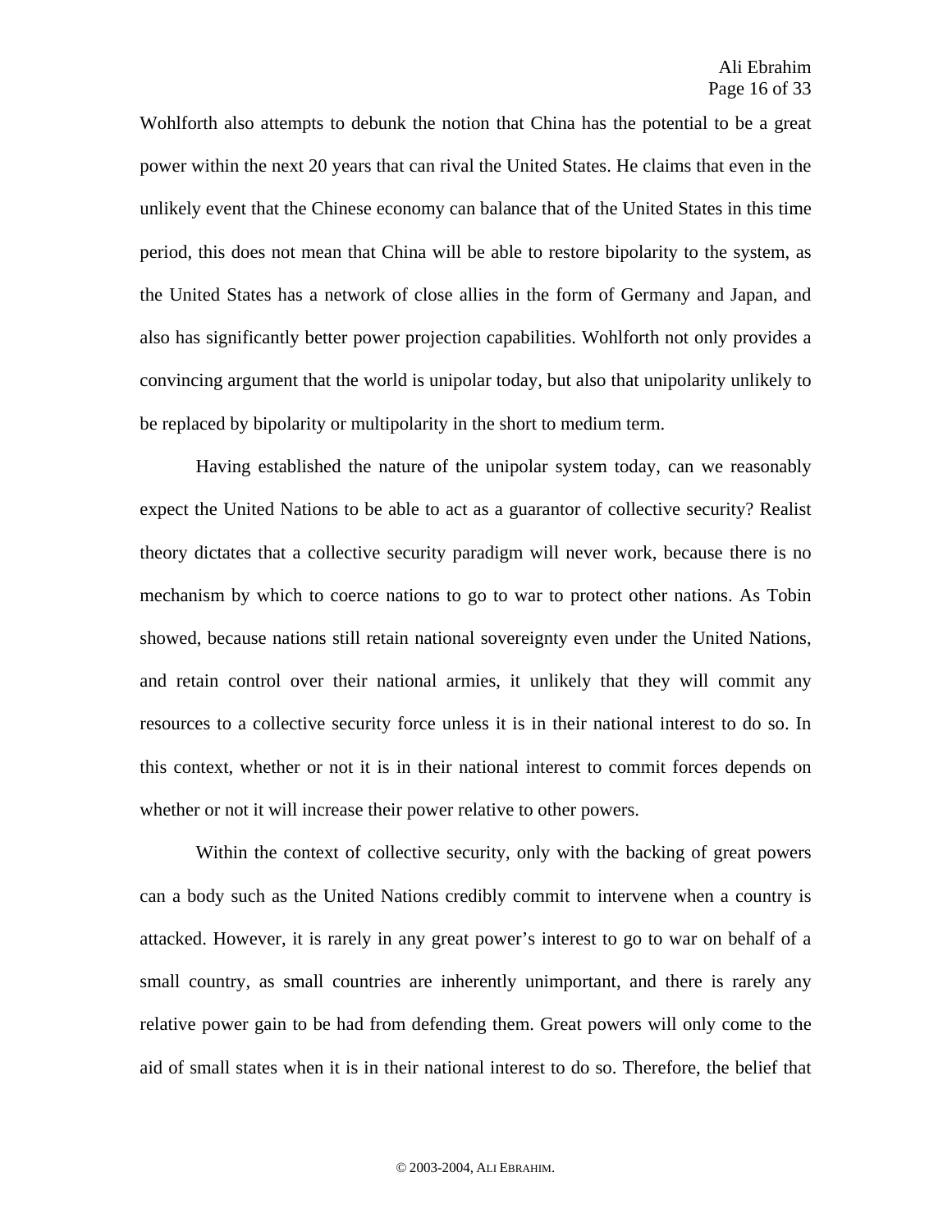Wohlforth also attempts to debunk the notion that China has the potential to be a great power within the next 20 years that can rival the United States. He claims that even in the unlikely event that the Chinese economy can balance that of the United States in this time period, this does not mean that China will be able to restore bipolarity to the system, as the United States has a network of close allies in the form of Germany and Japan, and also has significantly better power projection capabilities. Wohlforth not only provides a convincing argument that the world is unipolar today, but also that unipolarity unlikely to be replaced by bipolarity or multipolarity in the short to medium term.

Having established the nature of the unipolar system today, can we reasonably expect the United Nations to be able to act as a guarantor of collective security? Realist theory dictates that a collective security paradigm will never work, because there is no mechanism by which to coerce nations to go to war to protect other nations. As Tobin showed, because nations still retain national sovereignty even under the United Nations, and retain control over their national armies, it unlikely that they will commit any resources to a collective security force unless it is in their national interest to do so. In this context, whether or not it is in their national interest to commit forces depends on whether or not it will increase their power relative to other powers.

Within the context of collective security, only with the backing of great powers can a body such as the United Nations credibly commit to intervene when a country is attacked. However, it is rarely in any great power's interest to go to war on behalf of a small country, as small countries are inherently unimportant, and there is rarely any relative power gain to be had from defending them. Great powers will only come to the aid of small states when it is in their national interest to do so. Therefore, the belief that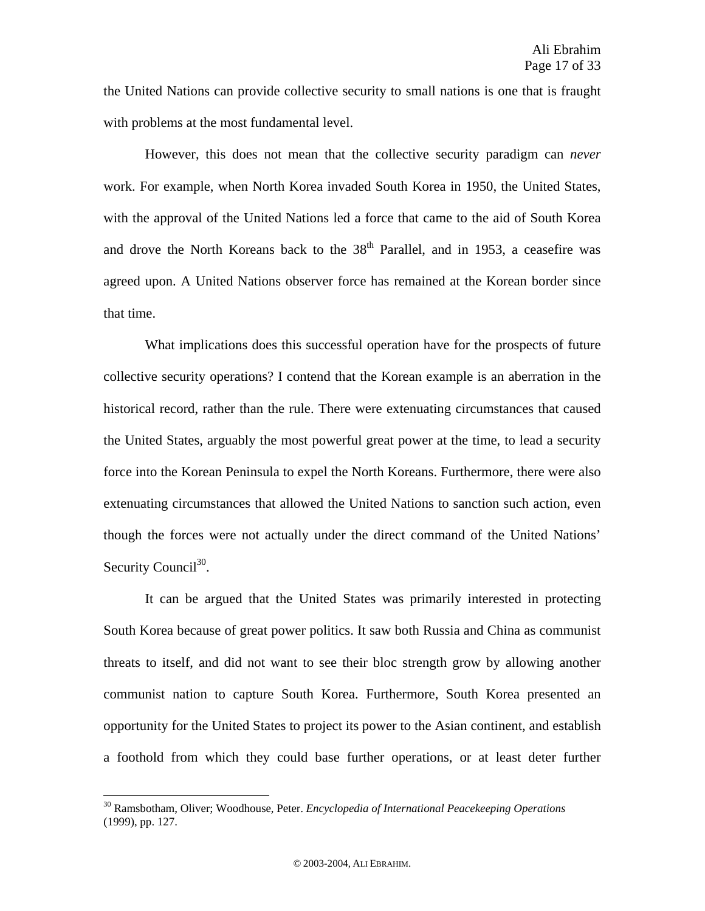the United Nations can provide collective security to small nations is one that is fraught with problems at the most fundamental level.

However, this does not mean that the collective security paradigm can *never* work. For example, when North Korea invaded South Korea in 1950, the United States, with the approval of the United Nations led a force that came to the aid of South Korea and drove the North Koreans back to the 38th Parallel, and in 1953, a ceasefire was agreed upon. A United Nations observer force has remained at the Korean border since that time.

What implications does this successful operation have for the prospects of future collective security operations? I contend that the Korean example is an aberration in the historical record, rather than the rule. There were extenuating circumstances that caused the United States, arguably the most powerful great power at the time, to lead a security force into the Korean Peninsula to expel the North Koreans. Furthermore, there were also extenuating circumstances that allowed the United Nations to sanction such action, even though the forces were not actually under the direct command of the United Nations' Security Council[30].

It can be argued that the United States was primarily interested in protecting South Korea because of great power politics. It saw both Russia and China as communist threats to itself, and did not want to see their bloc strength grow by allowing another communist nation to capture South Korea. Furthermore, South Korea presented an opportunity for the United States to project its power to the Asian continent, and establish a foothold from which they could base further operations, or at least deter further

---

[30] Ramsbotham, Oliver; Woodhouse, Peter. *Encyclopedia of International Peacekeeping Operations* (1999), pp. 127.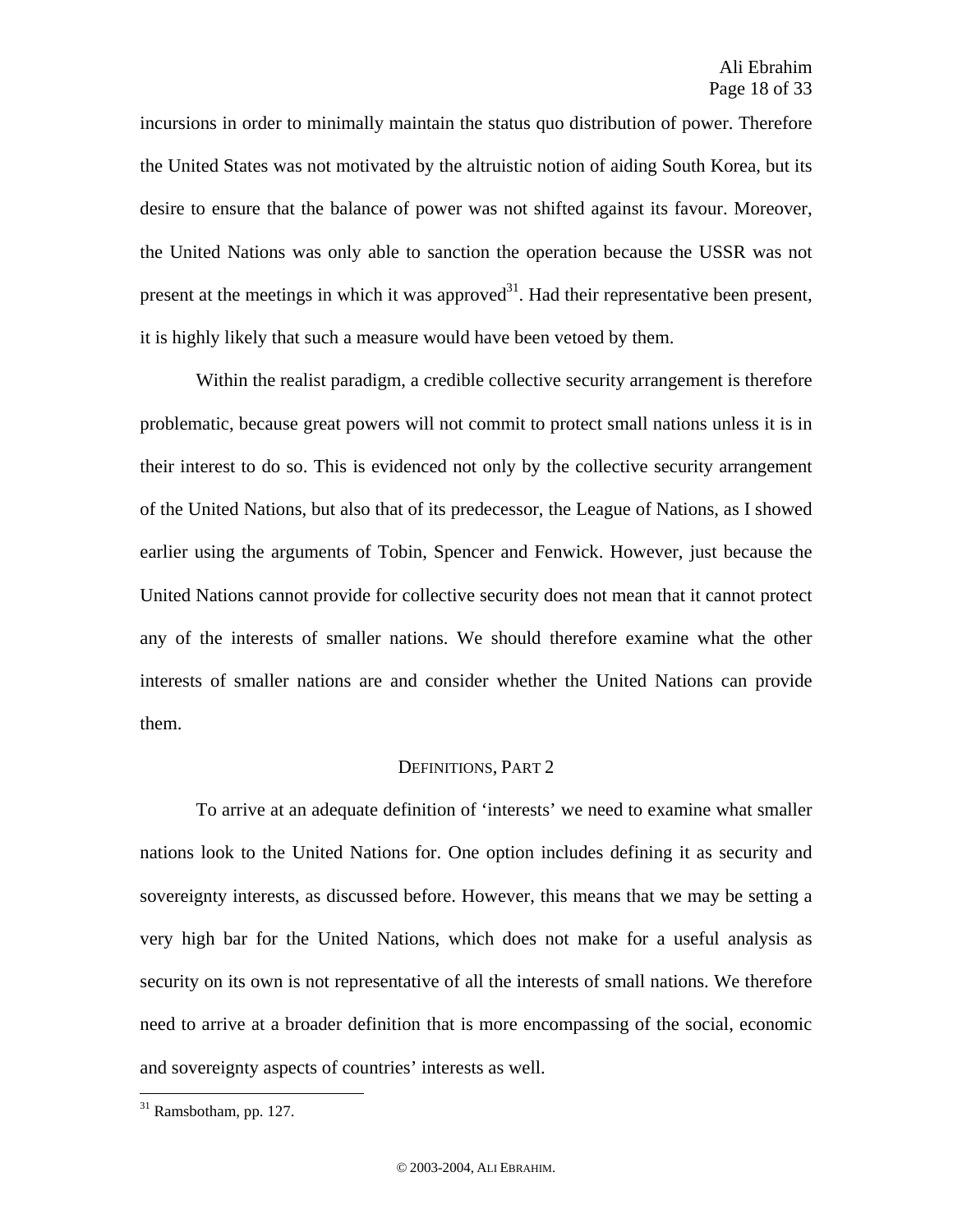incursions in order to minimally maintain the status quo distribution of power. Therefore the United States was not motivated by the altruistic notion of aiding South Korea, but its desire to ensure that the balance of power was not shifted against its favour. Moreover, the United Nations was only able to sanction the operation because the USSR was not present at the meetings in which it was approved[31]. Had their representative been present, it is highly likely that such a measure would have been vetoed by them.

Within the realist paradigm, a credible collective security arrangement is therefore problematic, because great powers will not commit to protect small nations unless it is in their interest to do so. This is evidenced not only by the collective security arrangement of the United Nations, but also that of its predecessor, the League of Nations, as I showed earlier using the arguments of Tobin, Spencer and Fenwick. However, just because the United Nations cannot provide for collective security does not mean that it cannot protect any of the interests of smaller nations. We should therefore examine what the other interests of smaller nations are and consider whether the United Nations can provide them.

## Definitions, Part 2

To arrive at an adequate definition of 'interests' we need to examine what smaller nations look to the United Nations for. One option includes defining it as security and sovereignty interests, as discussed before. However, this means that we may be setting a very high bar for the United Nations, which does not make for a useful analysis as security on its own is not representative of all the interests of small nations. We therefore need to arrive at a broader definition that is more encompassing of the social, economic and sovereignty aspects of countries' interests as well.

---

[31] Ramsbotham, pp. 127.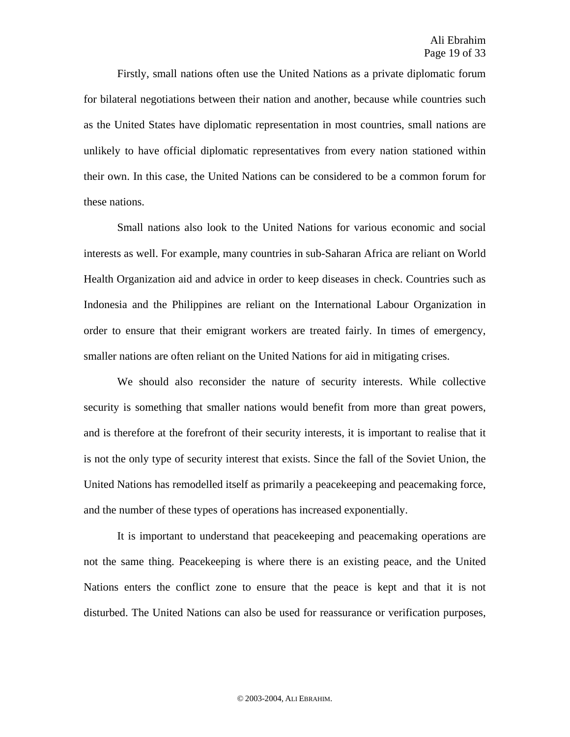Firstly, small nations often use the United Nations as a private diplomatic forum for bilateral negotiations between their nation and another, because while countries such as the United States have diplomatic representation in most countries, small nations are unlikely to have official diplomatic representatives from every nation stationed within their own. In this case, the United Nations can be considered to be a common forum for these nations.

Small nations also look to the United Nations for various economic and social interests as well. For example, many countries in sub-Saharan Africa are reliant on World Health Organization aid and advice in order to keep diseases in check. Countries such as Indonesia and the Philippines are reliant on the International Labour Organization in order to ensure that their emigrant workers are treated fairly. In times of emergency, smaller nations are often reliant on the United Nations for aid in mitigating crises.

We should also reconsider the nature of security interests. While collective security is something that smaller nations would benefit from more than great powers, and is therefore at the forefront of their security interests, it is important to realise that it is not the only type of security interest that exists. Since the fall of the Soviet Union, the United Nations has remodelled itself as primarily a peacekeeping and peacemaking force, and the number of these types of operations has increased exponentially.

It is important to understand that peacekeeping and peacemaking operations are not the same thing. Peacekeeping is where there is an existing peace, and the United Nations enters the conflict zone to ensure that the peace is kept and that it is not disturbed. The United Nations can also be used for reassurance or verification purposes,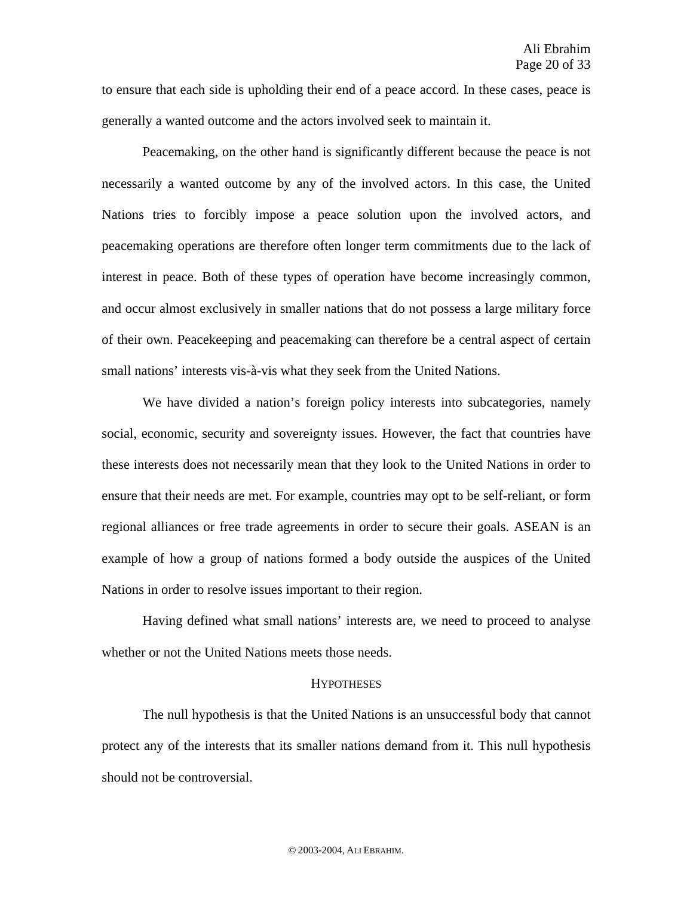to ensure that each side is upholding their end of a peace accord. In these cases, peace is generally a wanted outcome and the actors involved seek to maintain it.

Peacemaking, on the other hand is significantly different because the peace is not necessarily a wanted outcome by any of the involved actors. In this case, the United Nations tries to forcibly impose a peace solution upon the involved actors, and peacemaking operations are therefore often longer term commitments due to the lack of interest in peace. Both of these types of operation have become increasingly common, and occur almost exclusively in smaller nations that do not possess a large military force of their own. Peacekeeping and peacemaking can therefore be a central aspect of certain small nations' interests vis-à-vis what they seek from the United Nations.

We have divided a nation's foreign policy interests into subcategories, namely social, economic, security and sovereignty issues. However, the fact that countries have these interests does not necessarily mean that they look to the United Nations in order to ensure that their needs are met. For example, countries may opt to be self-reliant, or form regional alliances or free trade agreements in order to secure their goals. ASEAN is an example of how a group of nations formed a body outside the auspices of the United Nations in order to resolve issues important to their region.

Having defined what small nations' interests are, we need to proceed to analyse whether or not the United Nations meets those needs.

## Hypotheses

The null hypothesis is that the United Nations is an unsuccessful body that cannot protect any of the interests that its smaller nations demand from it. This null hypothesis should not be controversial.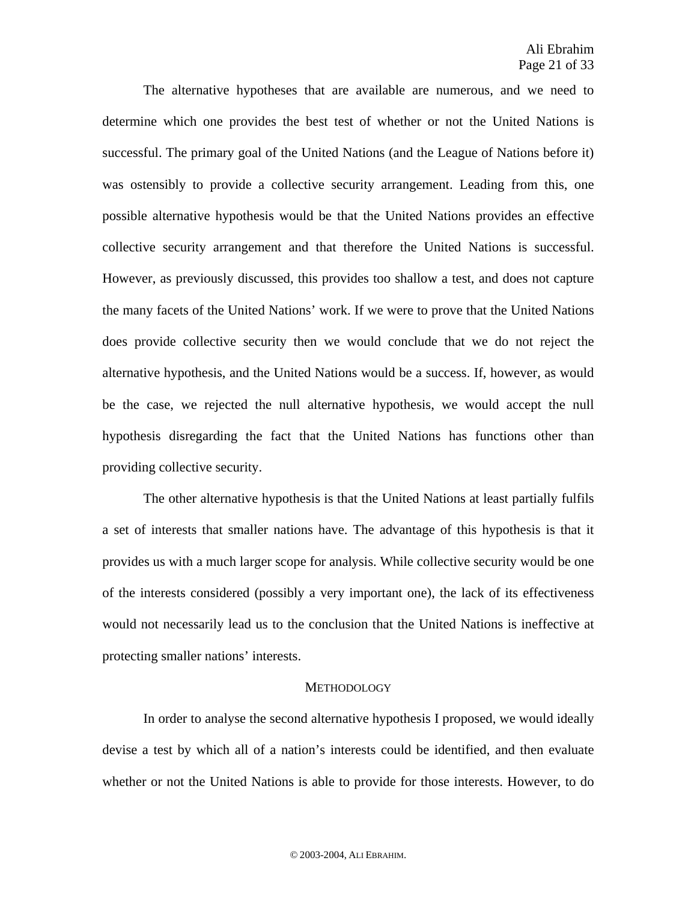The alternative hypotheses that are available are numerous, and we need to determine which one provides the best test of whether or not the United Nations is successful. The primary goal of the United Nations (and the League of Nations before it) was ostensibly to provide a collective security arrangement. Leading from this, one possible alternative hypothesis would be that the United Nations provides an effective collective security arrangement and that therefore the United Nations is successful. However, as previously discussed, this provides too shallow a test, and does not capture the many facets of the United Nations' work. If we were to prove that the United Nations does provide collective security then we would conclude that we do not reject the alternative hypothesis, and the United Nations would be a success. If, however, as would be the case, we rejected the null alternative hypothesis, we would accept the null hypothesis disregarding the fact that the United Nations has functions other than providing collective security.

The other alternative hypothesis is that the United Nations at least partially fulfils a set of interests that smaller nations have. The advantage of this hypothesis is that it provides us with a much larger scope for analysis. While collective security would be one of the interests considered (possibly a very important one), the lack of its effectiveness would not necessarily lead us to the conclusion that the United Nations is ineffective at protecting smaller nations' interests.

## METHODOLOGY

In order to analyse the second alternative hypothesis I proposed, we would ideally devise a test by which all of a nation's interests could be identified, and then evaluate whether or not the United Nations is able to provide for those interests. However, to do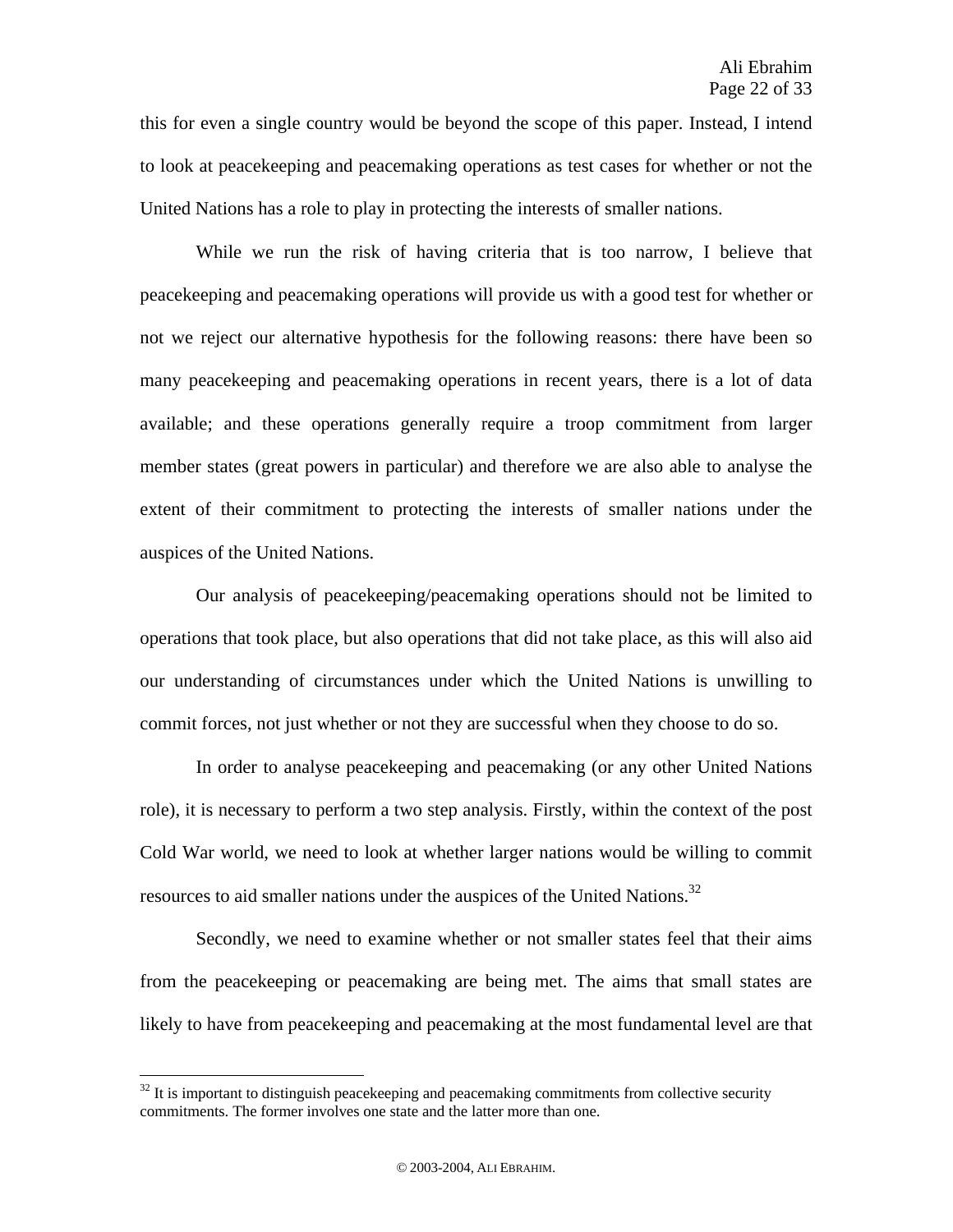this for even a single country would be beyond the scope of this paper. Instead, I intend to look at peacekeeping and peacemaking operations as test cases for whether or not the United Nations has a role to play in protecting the interests of smaller nations.

While we run the risk of having criteria that is too narrow, I believe that peacekeeping and peacemaking operations will provide us with a good test for whether or not we reject our alternative hypothesis for the following reasons: there have been so many peacekeeping and peacemaking operations in recent years, there is a lot of data available; and these operations generally require a troop commitment from larger member states (great powers in particular) and therefore we are also able to analyse the extent of their commitment to protecting the interests of smaller nations under the auspices of the United Nations.

Our analysis of peacekeeping/peacemaking operations should not be limited to operations that took place, but also operations that did not take place, as this will also aid our understanding of circumstances under which the United Nations is unwilling to commit forces, not just whether or not they are successful when they choose to do so.

In order to analyse peacekeeping and peacemaking (or any other United Nations role), it is necessary to perform a two step analysis. Firstly, within the context of the post Cold War world, we need to look at whether larger nations would be willing to commit resources to aid smaller nations under the auspices of the United Nations.[32]

Secondly, we need to examine whether or not smaller states feel that their aims from the peacekeeping or peacemaking are being met. The aims that small states are likely to have from peacekeeping and peacemaking at the most fundamental level are that

---

[32] It is important to distinguish peacekeeping and peacemaking commitments from collective security commitments. The former involves one state and the latter more than one.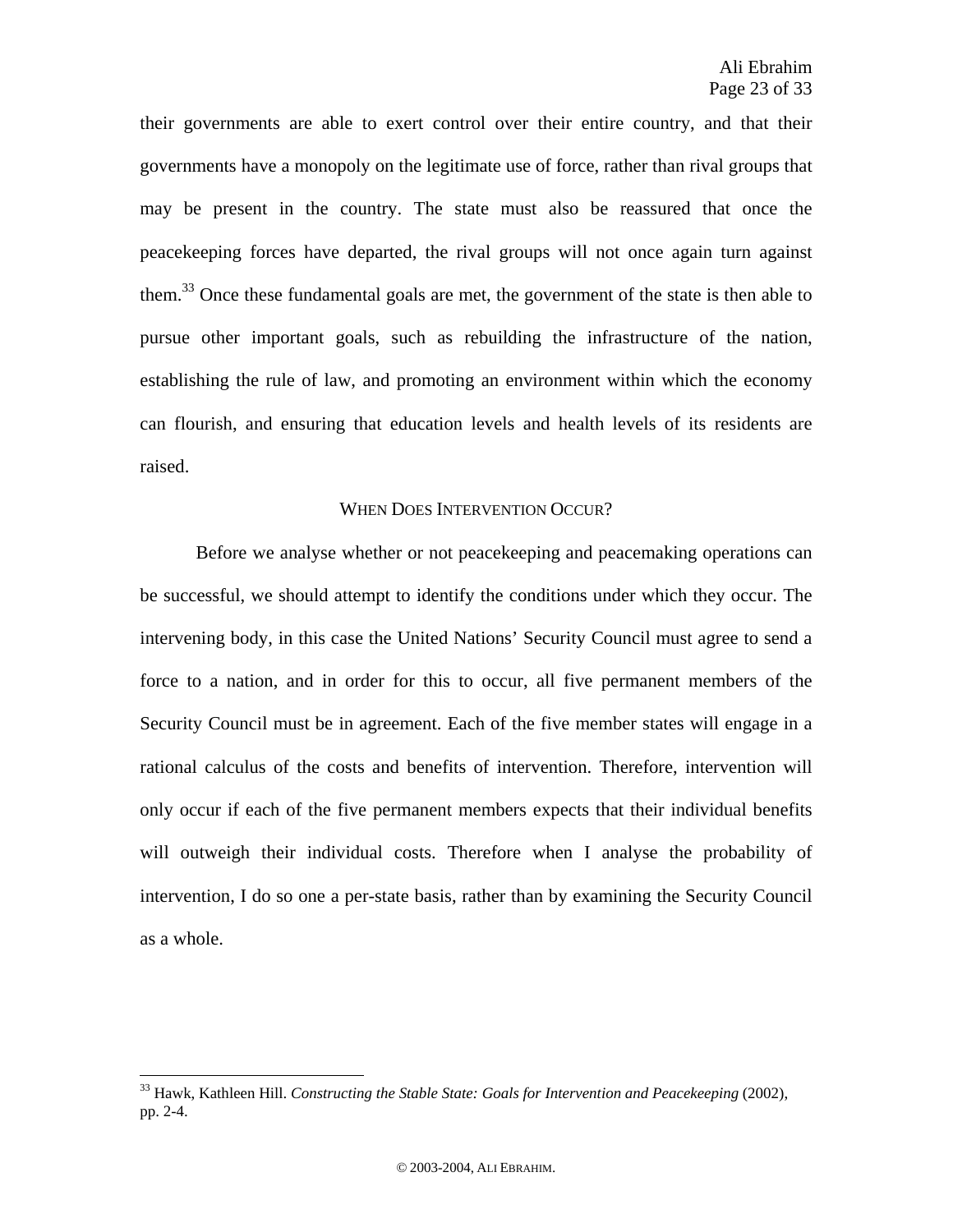their governments are able to exert control over their entire country, and that their governments have a monopoly on the legitimate use of force, rather than rival groups that may be present in the country. The state must also be reassured that once the peacekeeping forces have departed, the rival groups will not once again turn against them.[33] Once these fundamental goals are met, the government of the state is then able to pursue other important goals, such as rebuilding the infrastructure of the nation, establishing the rule of law, and promoting an environment within which the economy can flourish, and ensuring that education levels and health levels of its residents are raised.

## When Does Intervention Occur?

Before we analyse whether or not peacekeeping and peacemaking operations can be successful, we should attempt to identify the conditions under which they occur. The intervening body, in this case the United Nations' Security Council must agree to send a force to a nation, and in order for this to occur, all five permanent members of the Security Council must be in agreement. Each of the five member states will engage in a rational calculus of the costs and benefits of intervention. Therefore, intervention will only occur if each of the five permanent members expects that their individual benefits will outweigh their individual costs. Therefore when I analyse the probability of intervention, I do so one a per-state basis, rather than by examining the Security Council as a whole.

---

[33] Hawk, Kathleen Hill. *Constructing the Stable State: Goals for Intervention and Peacekeeping* (2002), pp. 2-4.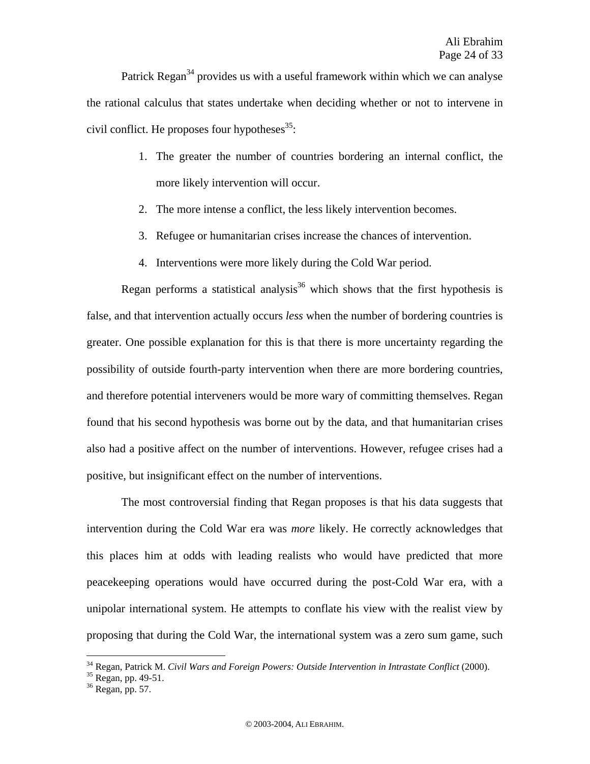Patrick Regan[34] provides us with a useful framework within which we can analyse the rational calculus that states undertake when deciding whether or not to intervene in civil conflict. He proposes four hypotheses[35]:

1. The greater the number of countries bordering an internal conflict, the more likely intervention will occur.
2. The more intense a conflict, the less likely intervention becomes.
3. Refugee or humanitarian crises increase the chances of intervention.
4. Interventions were more likely during the Cold War period.

Regan performs a statistical analysis[36] which shows that the first hypothesis is false, and that intervention actually occurs *less* when the number of bordering countries is greater. One possible explanation for this is that there is more uncertainty regarding the possibility of outside fourth-party intervention when there are more bordering countries, and therefore potential interveners would be more wary of committing themselves. Regan found that his second hypothesis was borne out by the data, and that humanitarian crises also had a positive affect on the number of interventions. However, refugee crises had a positive, but insignificant effect on the number of interventions.

The most controversial finding that Regan proposes is that his data suggests that intervention during the Cold War era was *more* likely. He correctly acknowledges that this places him at odds with leading realists who would have predicted that more peacekeeping operations would have occurred during the post-Cold War era, with a unipolar international system. He attempts to conflate his view with the realist view by proposing that during the Cold War, the international system was a zero sum game, such

---

[34] Regan, Patrick M. *Civil Wars and Foreign Powers: Outside Intervention in Intrastate Conflict* (2000).

[35] Regan, pp. 49-51.

[36] Regan, pp. 57.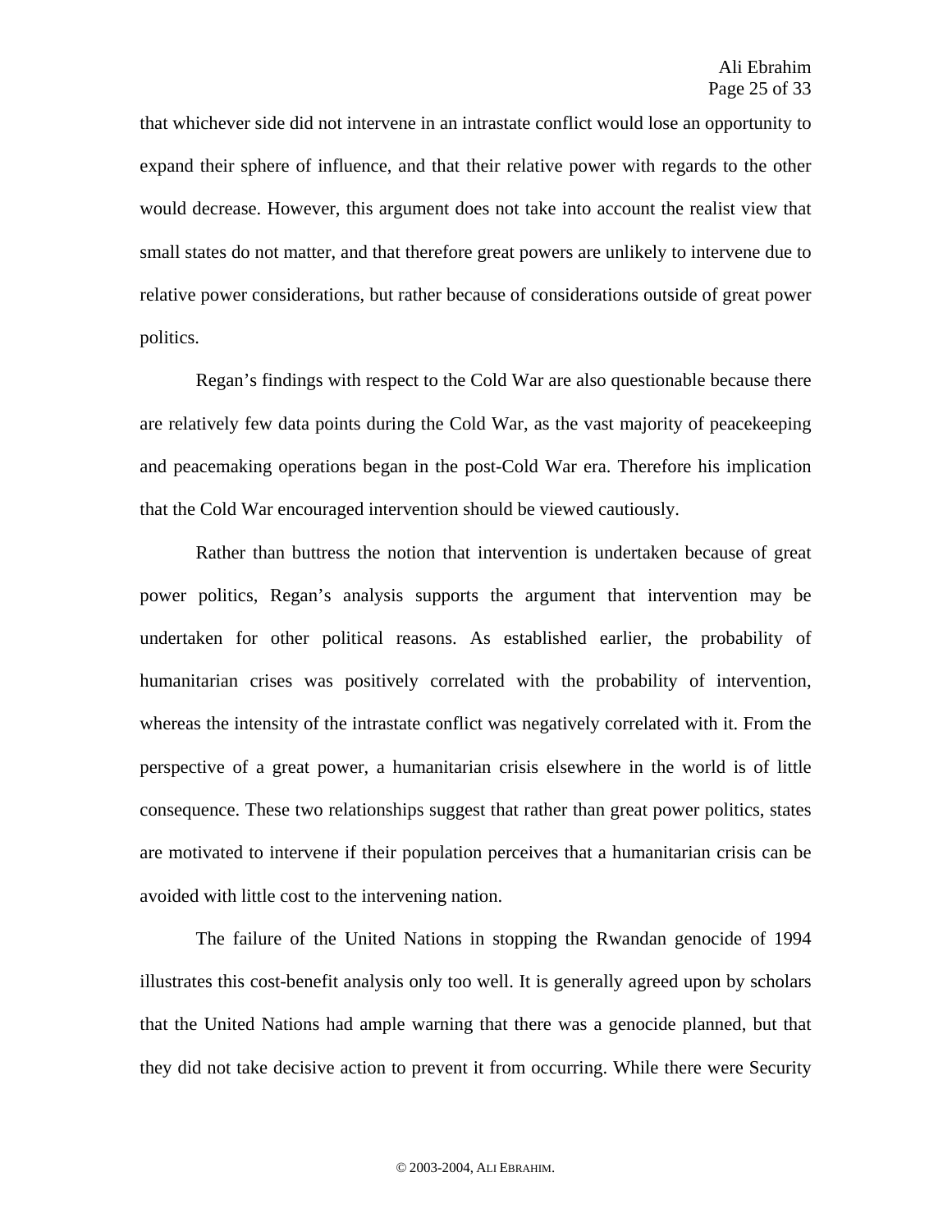that whichever side did not intervene in an intrastate conflict would lose an opportunity to expand their sphere of influence, and that their relative power with regards to the other would decrease. However, this argument does not take into account the realist view that small states do not matter, and that therefore great powers are unlikely to intervene due to relative power considerations, but rather because of considerations outside of great power politics.

Regan's findings with respect to the Cold War are also questionable because there are relatively few data points during the Cold War, as the vast majority of peacekeeping and peacemaking operations began in the post-Cold War era. Therefore his implication that the Cold War encouraged intervention should be viewed cautiously.

Rather than buttress the notion that intervention is undertaken because of great power politics, Regan's analysis supports the argument that intervention may be undertaken for other political reasons. As established earlier, the probability of humanitarian crises was positively correlated with the probability of intervention, whereas the intensity of the intrastate conflict was negatively correlated with it. From the perspective of a great power, a humanitarian crisis elsewhere in the world is of little consequence. These two relationships suggest that rather than great power politics, states are motivated to intervene if their population perceives that a humanitarian crisis can be avoided with little cost to the intervening nation.

The failure of the United Nations in stopping the Rwandan genocide of 1994 illustrates this cost-benefit analysis only too well. It is generally agreed upon by scholars that the United Nations had ample warning that there was a genocide planned, but that they did not take decisive action to prevent it from occurring. While there were Security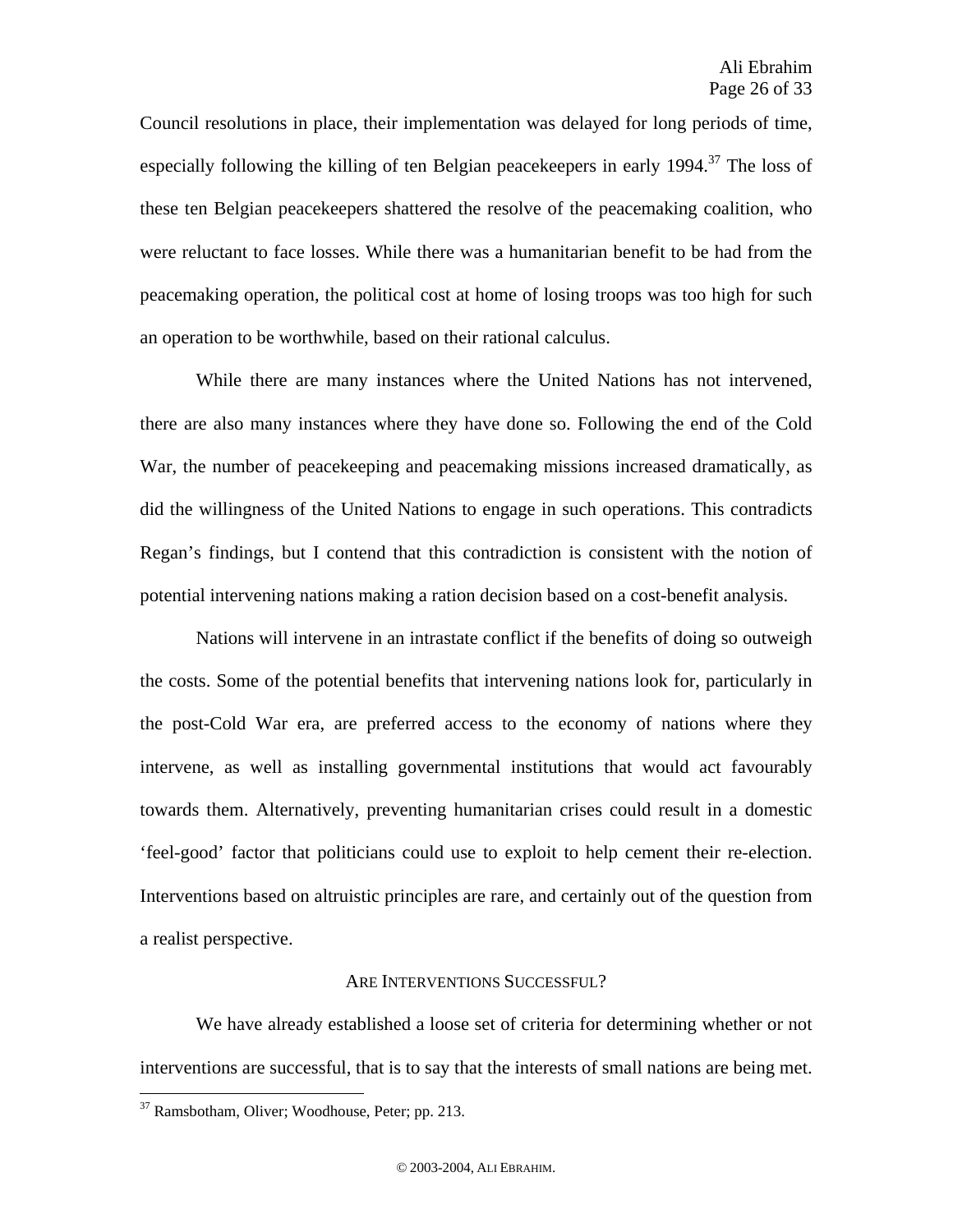Council resolutions in place, their implementation was delayed for long periods of time, especially following the killing of ten Belgian peacekeepers in early 1994.[37] The loss of these ten Belgian peacekeepers shattered the resolve of the peacemaking coalition, who were reluctant to face losses. While there was a humanitarian benefit to be had from the peacemaking operation, the political cost at home of losing troops was too high for such an operation to be worthwhile, based on their rational calculus.

While there are many instances where the United Nations has not intervened, there are also many instances where they have done so. Following the end of the Cold War, the number of peacekeeping and peacemaking missions increased dramatically, as did the willingness of the United Nations to engage in such operations. This contradicts Regan's findings, but I contend that this contradiction is consistent with the notion of potential intervening nations making a ration decision based on a cost-benefit analysis.

Nations will intervene in an intrastate conflict if the benefits of doing so outweigh the costs. Some of the potential benefits that intervening nations look for, particularly in the post-Cold War era, are preferred access to the economy of nations where they intervene, as well as installing governmental institutions that would act favourably towards them. Alternatively, preventing humanitarian crises could result in a domestic 'feel-good' factor that politicians could use to exploit to help cement their re-election. Interventions based on altruistic principles are rare, and certainly out of the question from a realist perspective.

## Are Interventions Successful?

We have already established a loose set of criteria for determining whether or not interventions are successful, that is to say that the interests of small nations are being met.

[37] Ramsbotham, Oliver; Woodhouse, Peter; pp. 213.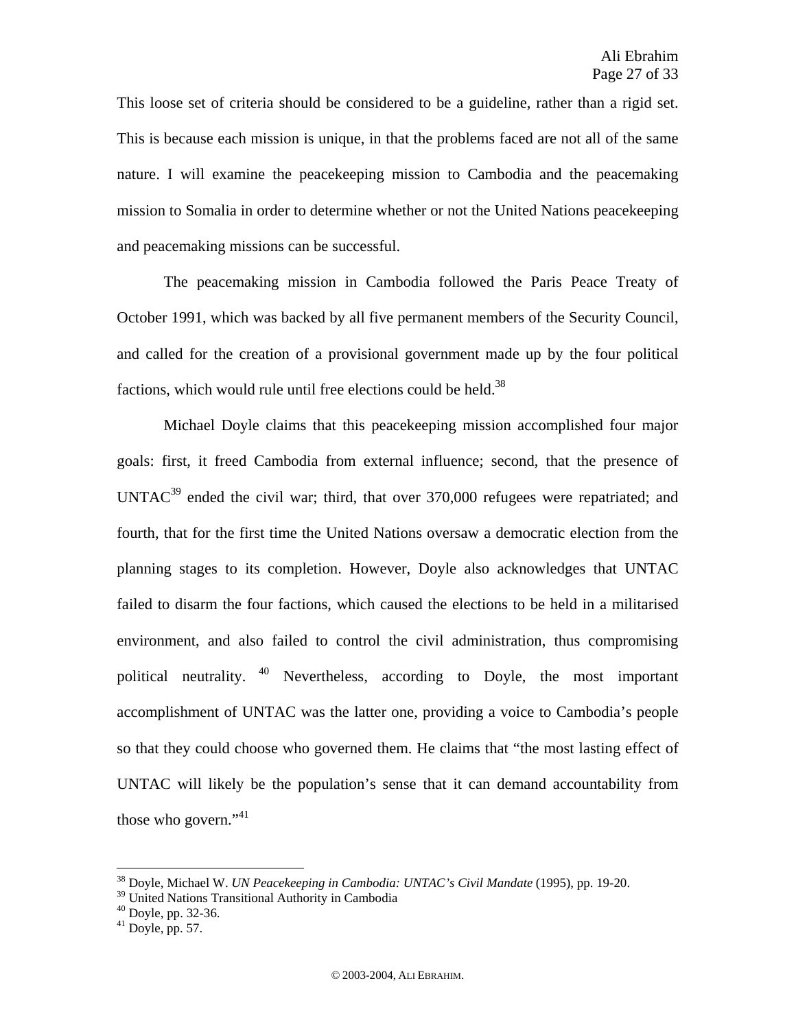This loose set of criteria should be considered to be a guideline, rather than a rigid set. This is because each mission is unique, in that the problems faced are not all of the same nature. I will examine the peacekeeping mission to Cambodia and the peacemaking mission to Somalia in order to determine whether or not the United Nations peacekeeping and peacemaking missions can be successful.

The peacemaking mission in Cambodia followed the Paris Peace Treaty of October 1991, which was backed by all five permanent members of the Security Council, and called for the creation of a provisional government made up by the four political factions, which would rule until free elections could be held.[38]

Michael Doyle claims that this peacekeeping mission accomplished four major goals: first, it freed Cambodia from external influence; second, that the presence of UNTAC[39] ended the civil war; third, that over 370,000 refugees were repatriated; and fourth, that for the first time the United Nations oversaw a democratic election from the planning stages to its completion. However, Doyle also acknowledges that UNTAC failed to disarm the four factions, which caused the elections to be held in a militarised environment, and also failed to control the civil administration, thus compromising political neutrality.[40] Nevertheless, according to Doyle, the most important accomplishment of UNTAC was the latter one, providing a voice to Cambodia's people so that they could choose who governed them. He claims that "the most lasting effect of UNTAC will likely be the population's sense that it can demand accountability from those who govern."[41]

---

[38] Doyle, Michael W. *UN Peacekeeping in Cambodia: UNTAC's Civil Mandate* (1995), pp. 19-20.

[39] United Nations Transitional Authority in Cambodia

[40] Doyle, pp. 32-36.

[41] Doyle, pp. 57.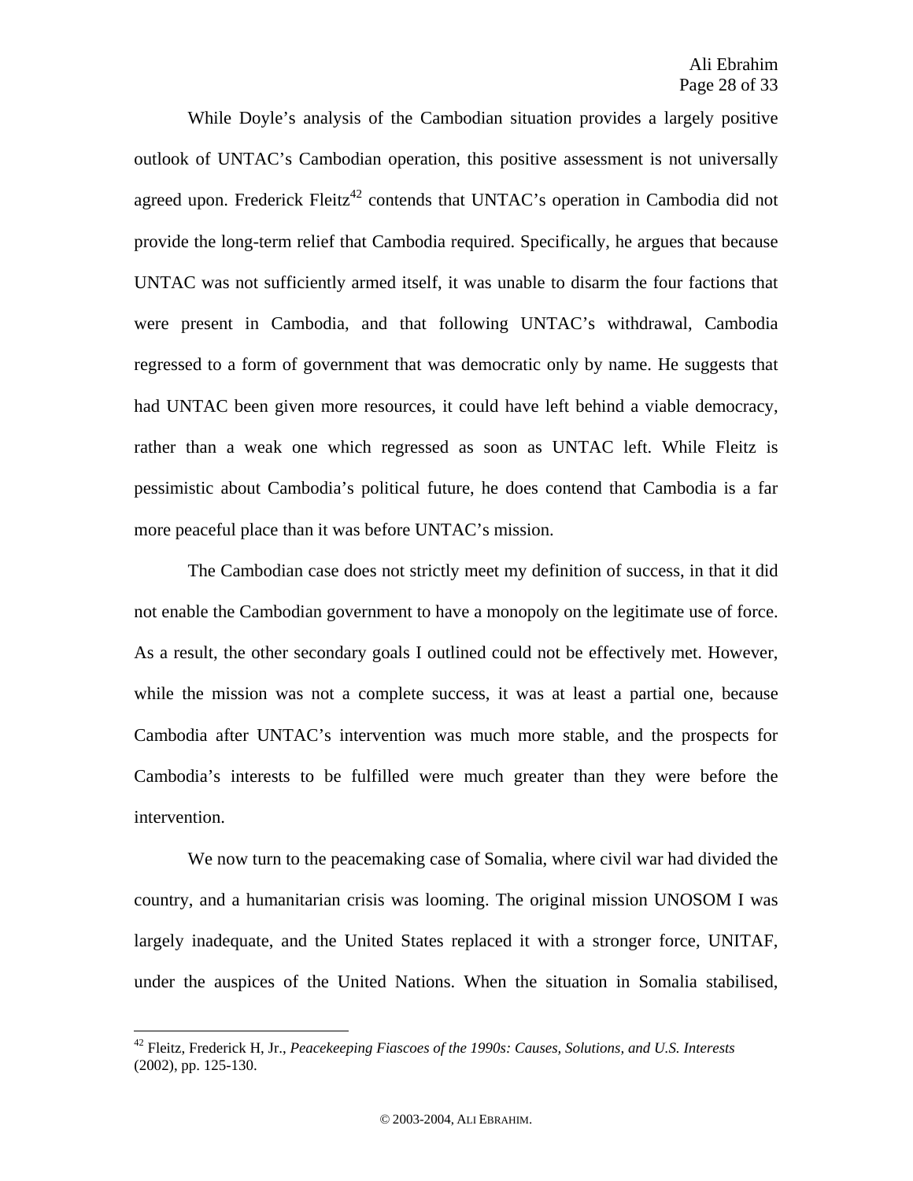While Doyle's analysis of the Cambodian situation provides a largely positive outlook of UNTAC's Cambodian operation, this positive assessment is not universally agreed upon. Frederick Fleitz[42] contends that UNTAC's operation in Cambodia did not provide the long-term relief that Cambodia required. Specifically, he argues that because UNTAC was not sufficiently armed itself, it was unable to disarm the four factions that were present in Cambodia, and that following UNTAC's withdrawal, Cambodia regressed to a form of government that was democratic only by name. He suggests that had UNTAC been given more resources, it could have left behind a viable democracy, rather than a weak one which regressed as soon as UNTAC left. While Fleitz is pessimistic about Cambodia's political future, he does contend that Cambodia is a far more peaceful place than it was before UNTAC's mission.

The Cambodian case does not strictly meet my definition of success, in that it did not enable the Cambodian government to have a monopoly on the legitimate use of force. As a result, the other secondary goals I outlined could not be effectively met. However, while the mission was not a complete success, it was at least a partial one, because Cambodia after UNTAC's intervention was much more stable, and the prospects for Cambodia's interests to be fulfilled were much greater than they were before the intervention.

We now turn to the peacemaking case of Somalia, where civil war had divided the country, and a humanitarian crisis was looming. The original mission UNOSOM I was largely inadequate, and the United States replaced it with a stronger force, UNITAF, under the auspices of the United Nations. When the situation in Somalia stabilised,

---

[42] Fleitz, Frederick H, Jr., *Peacekeeping Fiascoes of the 1990s: Causes, Solutions, and U.S. Interests* (2002), pp. 125-130.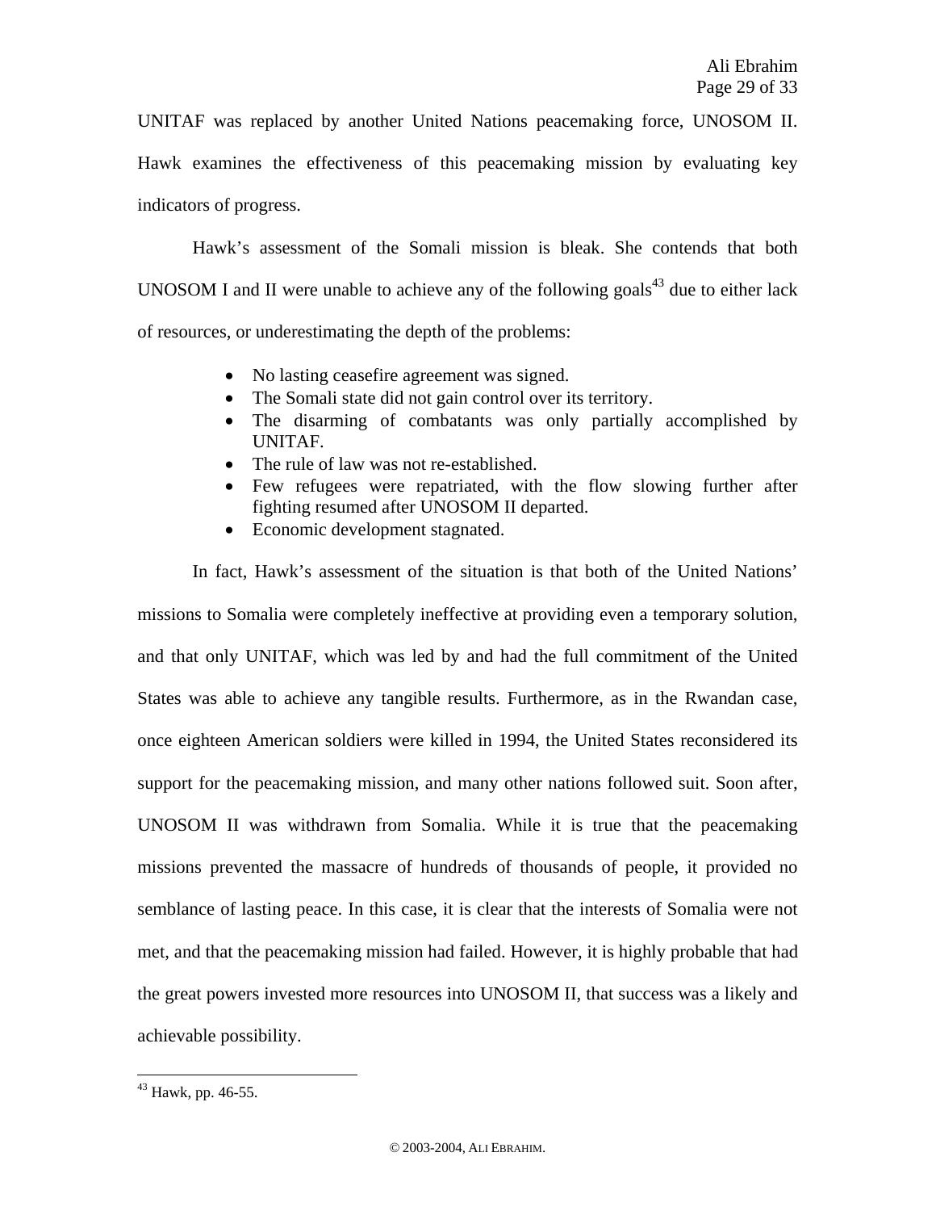UNITAF was replaced by another United Nations peacemaking force, UNOSOM II. Hawk examines the effectiveness of this peacemaking mission by evaluating key indicators of progress.

Hawk's assessment of the Somali mission is bleak. She contends that both UNOSOM I and II were unable to achieve any of the following goals[43] due to either lack of resources, or underestimating the depth of the problems:

- No lasting ceasefire agreement was signed.
- The Somali state did not gain control over its territory.
- The disarming of combatants was only partially accomplished by UNITAF.
- The rule of law was not re-established.
- Few refugees were repatriated, with the flow slowing further after fighting resumed after UNOSOM II departed.
- Economic development stagnated.

In fact, Hawk's assessment of the situation is that both of the United Nations' missions to Somalia were completely ineffective at providing even a temporary solution, and that only UNITAF, which was led by and had the full commitment of the United States was able to achieve any tangible results. Furthermore, as in the Rwandan case, once eighteen American soldiers were killed in 1994, the United States reconsidered its support for the peacemaking mission, and many other nations followed suit. Soon after, UNOSOM II was withdrawn from Somalia. While it is true that the peacemaking missions prevented the massacre of hundreds of thousands of people, it provided no semblance of lasting peace. In this case, it is clear that the interests of Somalia were not met, and that the peacemaking mission had failed. However, it is highly probable that had the great powers invested more resources into UNOSOM II, that success was a likely and achievable possibility.

---

[43] Hawk, pp. 46-55.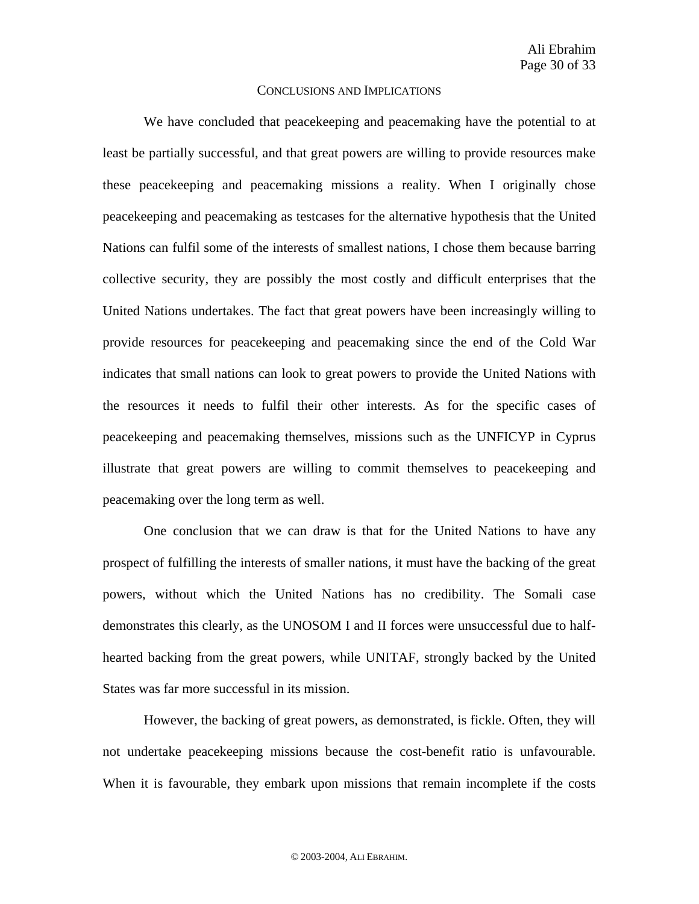## Conclusions and Implications

We have concluded that peacekeeping and peacemaking have the potential to at least be partially successful, and that great powers are willing to provide resources make these peacekeeping and peacemaking missions a reality. When I originally chose peacekeeping and peacemaking as testcases for the alternative hypothesis that the United Nations can fulfil some of the interests of smallest nations, I chose them because barring collective security, they are possibly the most costly and difficult enterprises that the United Nations undertakes. The fact that great powers have been increasingly willing to provide resources for peacekeeping and peacemaking since the end of the Cold War indicates that small nations can look to great powers to provide the United Nations with the resources it needs to fulfil their other interests. As for the specific cases of peacekeeping and peacemaking themselves, missions such as the UNFICYP in Cyprus illustrate that great powers are willing to commit themselves to peacekeeping and peacemaking over the long term as well.

One conclusion that we can draw is that for the United Nations to have any prospect of fulfilling the interests of smaller nations, it must have the backing of the great powers, without which the United Nations has no credibility. The Somali case demonstrates this clearly, as the UNOSOM I and II forces were unsuccessful due to half-hearted backing from the great powers, while UNITAF, strongly backed by the United States was far more successful in its mission.

However, the backing of great powers, as demonstrated, is fickle. Often, they will not undertake peacekeeping missions because the cost-benefit ratio is unfavourable. When it is favourable, they embark upon missions that remain incomplete if the costs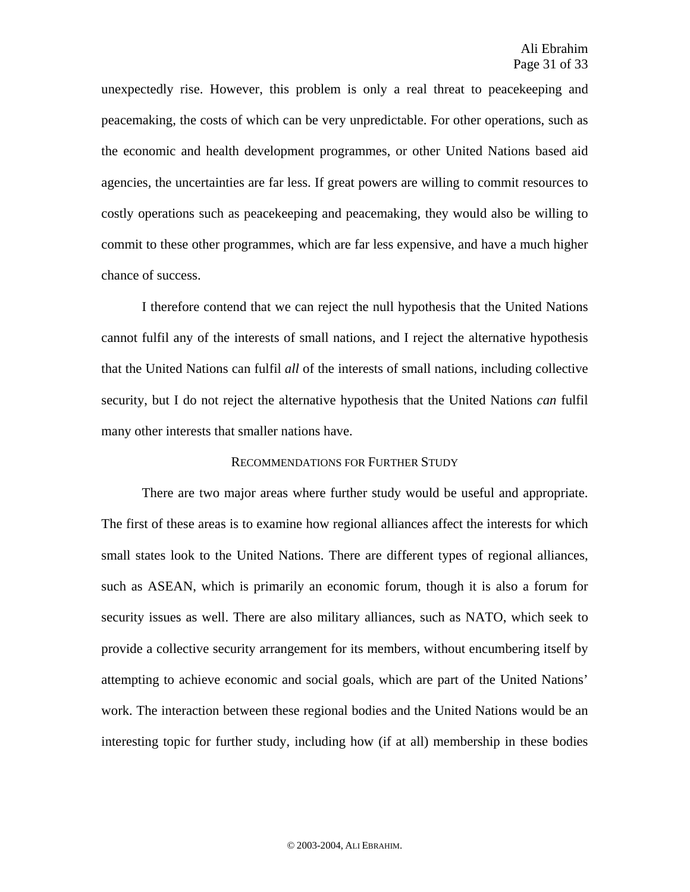unexpectedly rise. However, this problem is only a real threat to peacekeeping and peacemaking, the costs of which can be very unpredictable. For other operations, such as the economic and health development programmes, or other United Nations based aid agencies, the uncertainties are far less. If great powers are willing to commit resources to costly operations such as peacekeeping and peacemaking, they would also be willing to commit to these other programmes, which are far less expensive, and have a much higher chance of success.

I therefore contend that we can reject the null hypothesis that the United Nations cannot fulfil any of the interests of small nations, and I reject the alternative hypothesis that the United Nations can fulfil *all* of the interests of small nations, including collective security, but I do not reject the alternative hypothesis that the United Nations *can* fulfil many other interests that smaller nations have.

## Recommendations for Further Study

There are two major areas where further study would be useful and appropriate. The first of these areas is to examine how regional alliances affect the interests for which small states look to the United Nations. There are different types of regional alliances, such as ASEAN, which is primarily an economic forum, though it is also a forum for security issues as well. There are also military alliances, such as NATO, which seek to provide a collective security arrangement for its members, without encumbering itself by attempting to achieve economic and social goals, which are part of the United Nations' work. The interaction between these regional bodies and the United Nations would be an interesting topic for further study, including how (if at all) membership in these bodies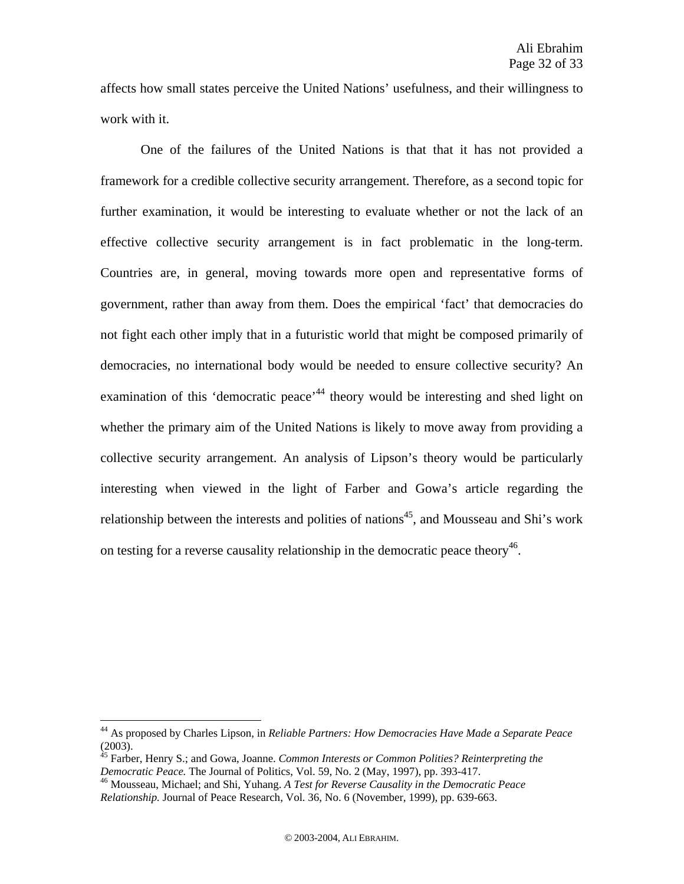affects how small states perceive the United Nations' usefulness, and their willingness to work with it.

One of the failures of the United Nations is that that it has not provided a framework for a credible collective security arrangement. Therefore, as a second topic for further examination, it would be interesting to evaluate whether or not the lack of an effective collective security arrangement is in fact problematic in the long-term. Countries are, in general, moving towards more open and representative forms of government, rather than away from them. Does the empirical 'fact' that democracies do not fight each other imply that in a futuristic world that might be composed primarily of democracies, no international body would be needed to ensure collective security? An examination of this 'democratic peace'[44] theory would be interesting and shed light on whether the primary aim of the United Nations is likely to move away from providing a collective security arrangement. An analysis of Lipson's theory would be particularly interesting when viewed in the light of Farber and Gowa's article regarding the relationship between the interests and polities of nations[45], and Mousseau and Shi's work on testing for a reverse causality relationship in the democratic peace theory[46].

---

[44] As proposed by Charles Lipson, in *Reliable Partners: How Democracies Have Made a Separate Peace* (2003).

[45] Farber, Henry S.; and Gowa, Joanne. *Common Interests or Common Polities? Reinterpreting the Democratic Peace.* The Journal of Politics, Vol. 59, No. 2 (May, 1997), pp. 393-417.

[46] Mousseau, Michael; and Shi, Yuhang. *A Test for Reverse Causality in the Democratic Peace Relationship.* Journal of Peace Research, Vol. 36, No. 6 (November, 1999), pp. 639-663.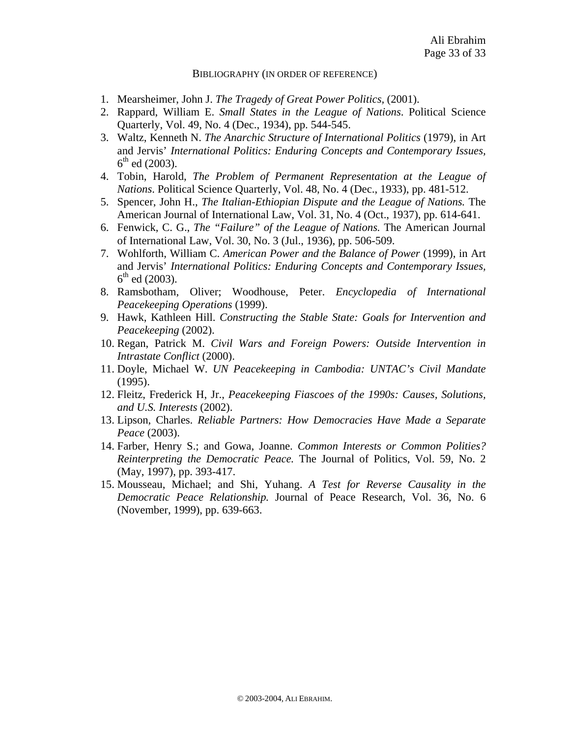## BIBLIOGRAPHY (IN ORDER OF REFERENCE)

1. Mearsheimer, John J. *The Tragedy of Great Power Politics*, (2001).
2. Rappard, William E. *Small States in the League of Nations*. Political Science Quarterly, Vol. 49, No. 4 (Dec., 1934), pp. 544-545.
3. Waltz, Kenneth N. *The Anarchic Structure of International Politics* (1979), in Art and Jervis' *International Politics: Enduring Concepts and Contemporary Issues*, 6th ed (2003).
4. Tobin, Harold, *The Problem of Permanent Representation at the League of Nations*. Political Science Quarterly, Vol. 48, No. 4 (Dec., 1933), pp. 481-512.
5. Spencer, John H., *The Italian-Ethiopian Dispute and the League of Nations.* The American Journal of International Law, Vol. 31, No. 4 (Oct., 1937), pp. 614-641.
6. Fenwick, C. G., *The "Failure" of the League of Nations.* The American Journal of International Law, Vol. 30, No. 3 (Jul., 1936), pp. 506-509.
7. Wohlforth, William C. *American Power and the Balance of Power* (1999), in Art and Jervis' *International Politics: Enduring Concepts and Contemporary Issues*, 6th ed (2003).
8. Ramsbotham, Oliver; Woodhouse, Peter. *Encyclopedia of International Peacekeeping Operations* (1999).
9. Hawk, Kathleen Hill. *Constructing the Stable State: Goals for Intervention and Peacekeeping* (2002).
10. Regan, Patrick M. *Civil Wars and Foreign Powers: Outside Intervention in Intrastate Conflict* (2000).
11. Doyle, Michael W. *UN Peacekeeping in Cambodia: UNTAC's Civil Mandate* (1995).
12. Fleitz, Frederick H, Jr., *Peacekeeping Fiascoes of the 1990s: Causes, Solutions, and U.S. Interests* (2002).
13. Lipson, Charles. *Reliable Partners: How Democracies Have Made a Separate Peace* (2003).
14. Farber, Henry S.; and Gowa, Joanne. *Common Interests or Common Polities? Reinterpreting the Democratic Peace.* The Journal of Politics, Vol. 59, No. 2 (May, 1997), pp. 393-417.
15. Mousseau, Michael; and Shi, Yuhang. *A Test for Reverse Causality in the Democratic Peace Relationship.* Journal of Peace Research, Vol. 36, No. 6 (November, 1999), pp. 639-663.

© 2003-2004, ALI EBRAHIM.